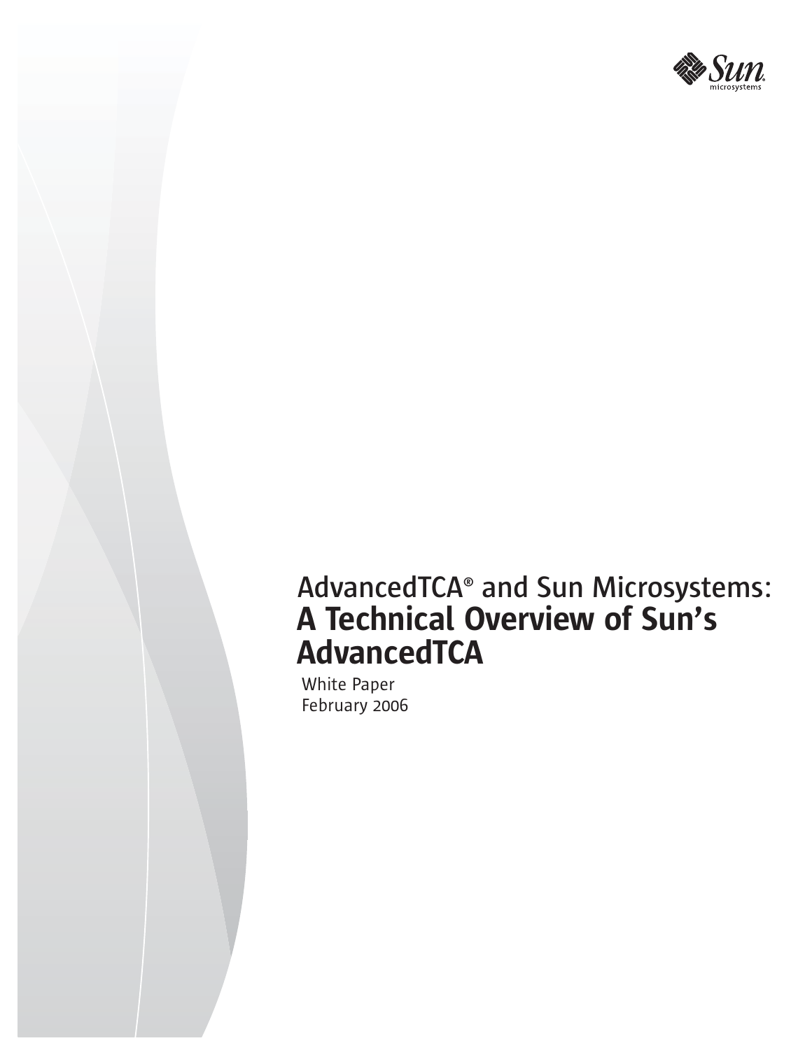# AdvancedTCA® and Sun Microsystems: **A Technical Overview of Sun's AdvancedTCA**

White Paper
February 2006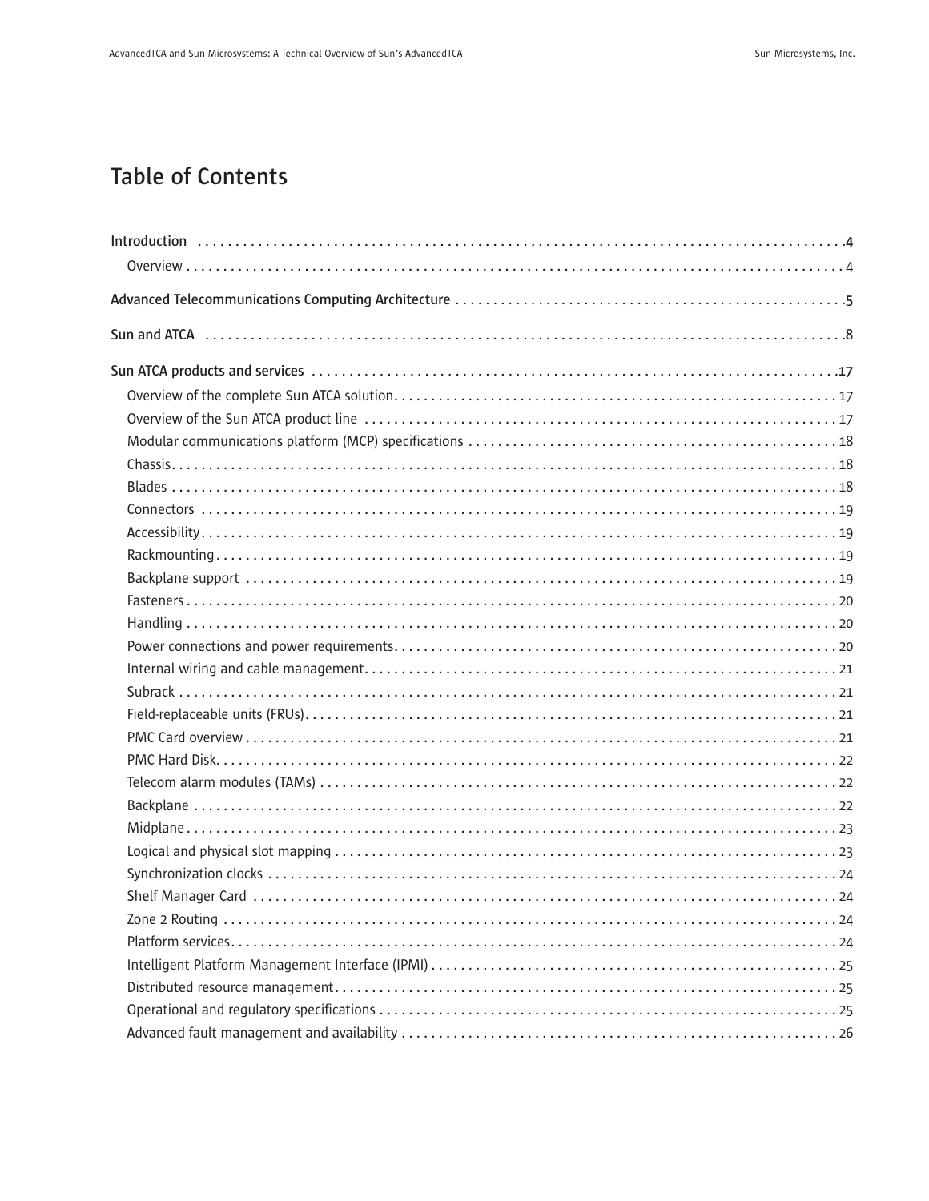# Table of Contents

**Introduction** . . . . . . . . . . . . . . . . . . . . . . . . . . . . . . . . . . . . . . . . . . . . . . . . . . . . . . . . . . . . . . . . . . . . . . . . . . . . . .4

- Overview . . . . . . . . . . . . . . . . . . . . . . . . . . . . . . . . . . . . . . . . . . . . . . . . . . . . . . . . . . . . . . . . . . . . . . . . . . . . . . 4

**Advanced Telecommunications Computing Architecture** . . . . . . . . . . . . . . . . . . . . . . . . . . . . . . . . . . . . . . . . . . . . . . . . . . . . .5

**Sun and ATCA** . . . . . . . . . . . . . . . . . . . . . . . . . . . . . . . . . . . . . . . . . . . . . . . . . . . . . . . . . . . . . . . . . . . . . . . . . . . . . .8

**Sun ATCA products and services** . . . . . . . . . . . . . . . . . . . . . . . . . . . . . . . . . . . . . . . . . . . . . . . . . . . . . . . . . . . . .17

- Overview of the complete Sun ATCA solution. . . . . . . . . . . . . . . . . . . . . . . . . . . . . . . . . . . . . . . . . . . . . . . . . . . . 17
- Overview of the Sun ATCA product line . . . . . . . . . . . . . . . . . . . . . . . . . . . . . . . . . . . . . . . . . . . . . . . . . . . . . . . . 17
- Modular communications platform (MCP) specifications . . . . . . . . . . . . . . . . . . . . . . . . . . . . . . . . . . . . . . . . . . . 18
- Chassis. . . . . . . . . . . . . . . . . . . . . . . . . . . . . . . . . . . . . . . . . . . . . . . . . . . . . . . . . . . . . . . . . . . . . . . . . . . . . . . . . . . 18
- Blades . . . . . . . . . . . . . . . . . . . . . . . . . . . . . . . . . . . . . . . . . . . . . . . . . . . . . . . . . . . . . . . . . . . . . . . . . . . . . . . . . . . 18
- Connectors . . . . . . . . . . . . . . . . . . . . . . . . . . . . . . . . . . . . . . . . . . . . . . . . . . . . . . . . . . . . . . . . . . . . . . . . . . . . . . . 19
- Accessibility. . . . . . . . . . . . . . . . . . . . . . . . . . . . . . . . . . . . . . . . . . . . . . . . . . . . . . . . . . . . . . . . . . . . . . . . . . . . . . . 19
- Rackmounting. . . . . . . . . . . . . . . . . . . . . . . . . . . . . . . . . . . . . . . . . . . . . . . . . . . . . . . . . . . . . . . . . . . . . . . . . . . . . 19
- Backplane support . . . . . . . . . . . . . . . . . . . . . . . . . . . . . . . . . . . . . . . . . . . . . . . . . . . . . . . . . . . . . . . . . . . . . . . . . 19
- Fasteners . . . . . . . . . . . . . . . . . . . . . . . . . . . . . . . . . . . . . . . . . . . . . . . . . . . . . . . . . . . . . . . . . . . . . . . . . . . . . . . . 20
- Handling . . . . . . . . . . . . . . . . . . . . . . . . . . . . . . . . . . . . . . . . . . . . . . . . . . . . . . . . . . . . . . . . . . . . . . . . . . . . . . . . . 20
- Power connections and power requirements. . . . . . . . . . . . . . . . . . . . . . . . . . . . . . . . . . . . . . . . . . . . . . . . . . . . . 20
- Internal wiring and cable management. . . . . . . . . . . . . . . . . . . . . . . . . . . . . . . . . . . . . . . . . . . . . . . . . . . . . . . . . 21
- Subrack . . . . . . . . . . . . . . . . . . . . . . . . . . . . . . . . . . . . . . . . . . . . . . . . . . . . . . . . . . . . . . . . . . . . . . . . . . . . . . . . . . 21
- Field-replaceable units (FRUs). . . . . . . . . . . . . . . . . . . . . . . . . . . . . . . . . . . . . . . . . . . . . . . . . . . . . . . . . . . . . . . . 21
- PMC Card overview . . . . . . . . . . . . . . . . . . . . . . . . . . . . . . . . . . . . . . . . . . . . . . . . . . . . . . . . . . . . . . . . . . . . . . . . 21
- PMC Hard Disk. . . . . . . . . . . . . . . . . . . . . . . . . . . . . . . . . . . . . . . . . . . . . . . . . . . . . . . . . . . . . . . . . . . . . . . . . . . . 22
- Telecom alarm modules (TAMs) . . . . . . . . . . . . . . . . . . . . . . . . . . . . . . . . . . . . . . . . . . . . . . . . . . . . . . . . . . . . . . . 22
- Backplane . . . . . . . . . . . . . . . . . . . . . . . . . . . . . . . . . . . . . . . . . . . . . . . . . . . . . . . . . . . . . . . . . . . . . . . . . . . . . . . . 22
- Midplane . . . . . . . . . . . . . . . . . . . . . . . . . . . . . . . . . . . . . . . . . . . . . . . . . . . . . . . . . . . . . . . . . . . . . . . . . . . . . . . . . 23
- Logical and physical slot mapping . . . . . . . . . . . . . . . . . . . . . . . . . . . . . . . . . . . . . . . . . . . . . . . . . . . . . . . . . . . . . 23
- Synchronization clocks . . . . . . . . . . . . . . . . . . . . . . . . . . . . . . . . . . . . . . . . . . . . . . . . . . . . . . . . . . . . . . . . . . . . . . 24
- Shelf Manager Card . . . . . . . . . . . . . . . . . . . . . . . . . . . . . . . . . . . . . . . . . . . . . . . . . . . . . . . . . . . . . . . . . . . . . . . . 24
- Zone 2 Routing . . . . . . . . . . . . . . . . . . . . . . . . . . . . . . . . . . . . . . . . . . . . . . . . . . . . . . . . . . . . . . . . . . . . . . . . . . . . 24
- Platform services. . . . . . . . . . . . . . . . . . . . . . . . . . . . . . . . . . . . . . . . . . . . . . . . . . . . . . . . . . . . . . . . . . . . . . . . . . . 24
- Intelligent Platform Management Interface (IPMI) . . . . . . . . . . . . . . . . . . . . . . . . . . . . . . . . . . . . . . . . . . . . . . . . 25
- Distributed resource management. . . . . . . . . . . . . . . . . . . . . . . . . . . . . . . . . . . . . . . . . . . . . . . . . . . . . . . . . . . . . 25
- Operational and regulatory specifications . . . . . . . . . . . . . . . . . . . . . . . . . . . . . . . . . . . . . . . . . . . . . . . . . . . . . . . 25
- Advanced fault management and availability . . . . . . . . . . . . . . . . . . . . . . . . . . . . . . . . . . . . . . . . . . . . . . . . . . . . 26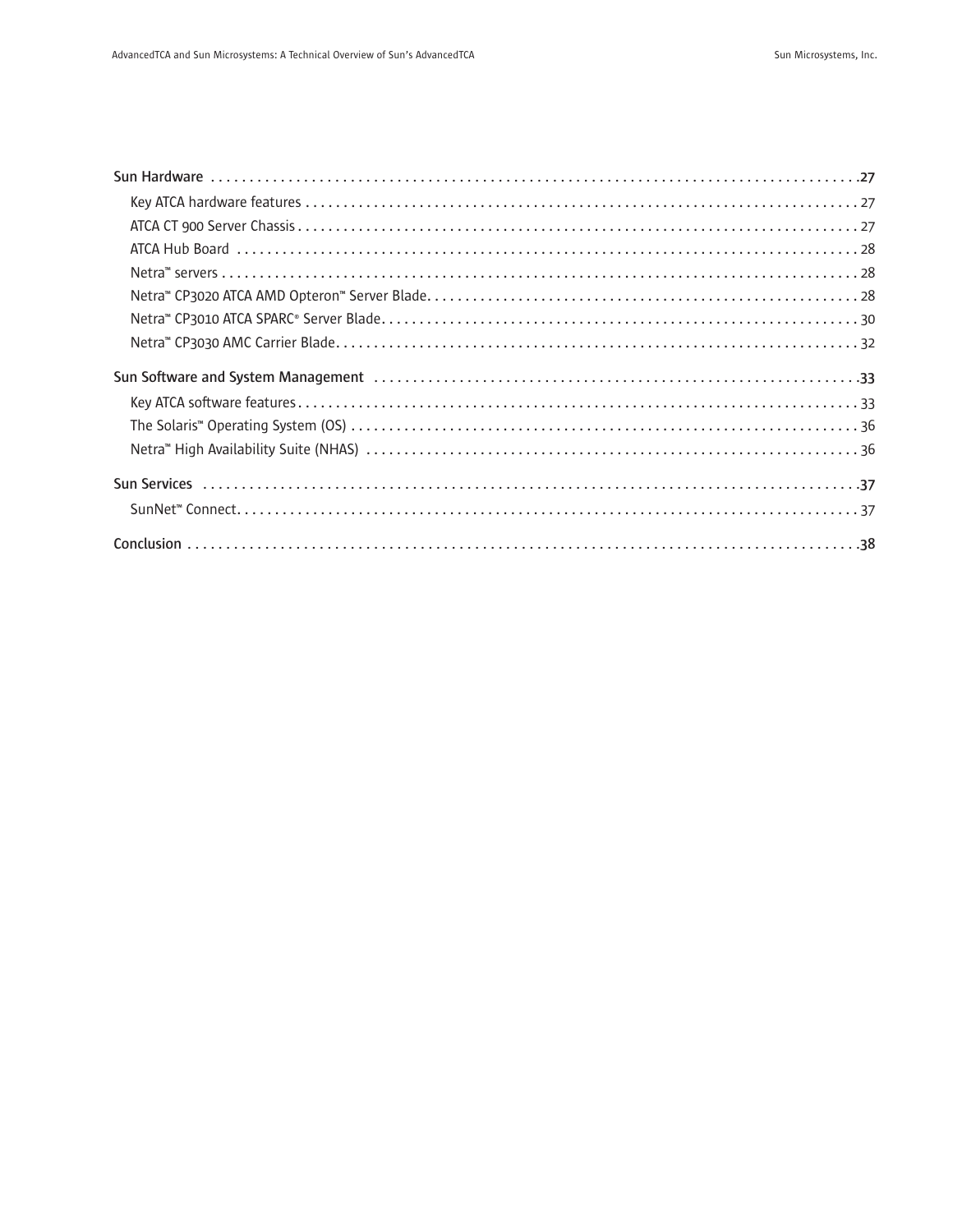**Sun Hardware** ..... **27**

- Key ATCA hardware features ..... 27
- ATCA CT 900 Server Chassis ..... 27
- ATCA Hub Board ..... 28
- Netra™ servers ..... 28
- Netra™ CP3020 ATCA AMD Opteron™ Server Blade ..... 28
- Netra™ CP3010 ATCA SPARC® Server Blade ..... 30
- Netra™ CP3030 AMC Carrier Blade ..... 32

**Sun Software and System Management** ..... **33**

- Key ATCA software features ..... 33
- The Solaris™ Operating System (OS) ..... 36
- Netra™ High Availability Suite (NHAS) ..... 36

**Sun Services** ..... **37**

- SunNet™ Connect ..... 37

**Conclusion** ..... **38**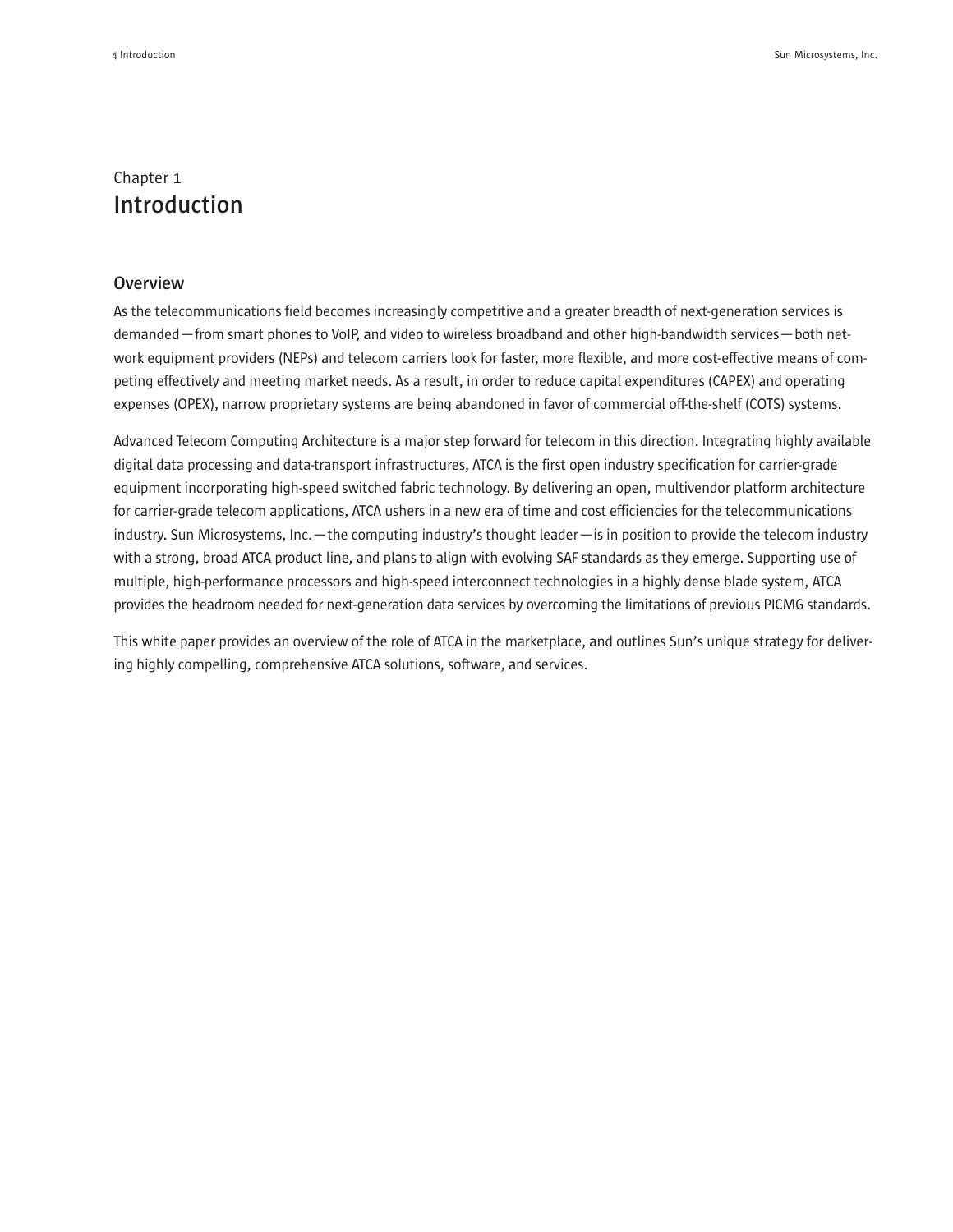# Chapter 1
# Introduction

## Overview

As the telecommunications field becomes increasingly competitive and a greater breadth of next-generation services is demanded — from smart phones to VoIP, and video to wireless broadband and other high-bandwidth services — both network equipment providers (NEPs) and telecom carriers look for faster, more flexible, and more cost-effective means of competing effectively and meeting market needs. As a result, in order to reduce capital expenditures (CAPEX) and operating expenses (OPEX), narrow proprietary systems are being abandoned in favor of commercial off-the-shelf (COTS) systems.

Advanced Telecom Computing Architecture is a major step forward for telecom in this direction. Integrating highly available digital data processing and data-transport infrastructures, ATCA is the first open industry specification for carrier-grade equipment incorporating high-speed switched fabric technology. By delivering an open, multivendor platform architecture for carrier-grade telecom applications, ATCA ushers in a new era of time and cost efficiencies for the telecommunications industry. Sun Microsystems, Inc. — the computing industry's thought leader — is in position to provide the telecom industry with a strong, broad ATCA product line, and plans to align with evolving SAF standards as they emerge. Supporting use of multiple, high-performance processors and high-speed interconnect technologies in a highly dense blade system, ATCA provides the headroom needed for next-generation data services by overcoming the limitations of previous PICMG standards.

This white paper provides an overview of the role of ATCA in the marketplace, and outlines Sun's unique strategy for delivering highly compelling, comprehensive ATCA solutions, software, and services.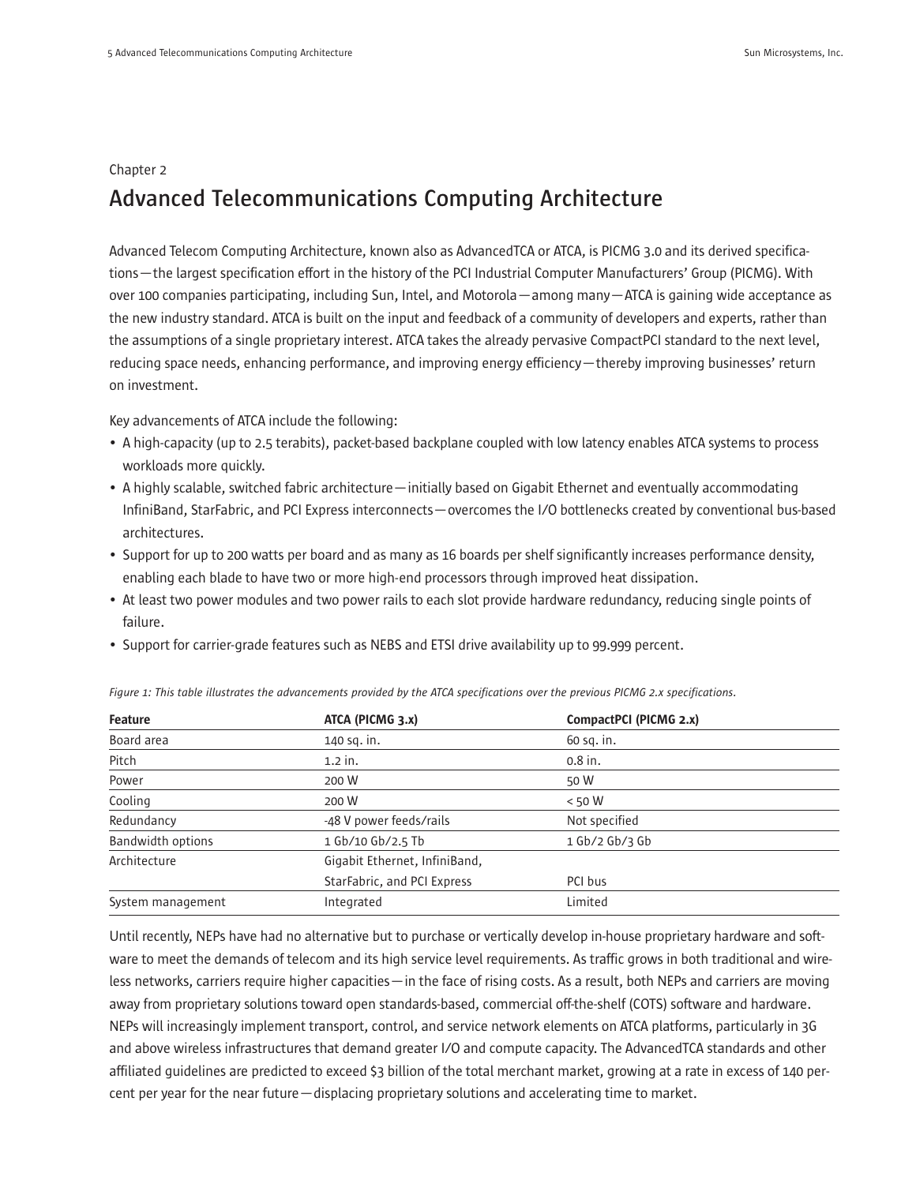Chapter 2

# Advanced Telecommunications Computing Architecture

Advanced Telecom Computing Architecture, known also as AdvancedTCA or ATCA, is PICMG 3.0 and its derived specifications—the largest specification effort in the history of the PCI Industrial Computer Manufacturers' Group (PICMG). With over 100 companies participating, including Sun, Intel, and Motorola—among many—ATCA is gaining wide acceptance as the new industry standard. ATCA is built on the input and feedback of a community of developers and experts, rather than the assumptions of a single proprietary interest. ATCA takes the already pervasive CompactPCI standard to the next level, reducing space needs, enhancing performance, and improving energy efficiency—thereby improving businesses' return on investment.

Key advancements of ATCA include the following:

- A high-capacity (up to 2.5 terabits), packet-based backplane coupled with low latency enables ATCA systems to process workloads more quickly.
- A highly scalable, switched fabric architecture—initially based on Gigabit Ethernet and eventually accommodating InfiniBand, StarFabric, and PCI Express interconnects—overcomes the I/O bottlenecks created by conventional bus-based architectures.
- Support for up to 200 watts per board and as many as 16 boards per shelf significantly increases performance density, enabling each blade to have two or more high-end processors through improved heat dissipation.
- At least two power modules and two power rails to each slot provide hardware redundancy, reducing single points of failure.
- Support for carrier-grade features such as NEBS and ETSI drive availability up to 99.999 percent.

*Figure 1: This table illustrates the advancements provided by the ATCA specifications over the previous PICMG 2.x specifications.*

| Feature | ATCA (PICMG 3.x) | CompactPCI (PICMG 2.x) |
|---|---|---|
| Board area | 140 sq. in. | 60 sq. in. |
| Pitch | 1.2 in. | 0.8 in. |
| Power | 200 W | 50 W |
| Cooling | 200 W | < 50 W |
| Redundancy | -48 V power feeds/rails | Not specified |
| Bandwidth options | 1 Gb/10 Gb/2.5 Tb | 1 Gb/2 Gb/3 Gb |
| Architecture | Gigabit Ethernet, InfiniBand, StarFabric, and PCI Express | PCI bus |
| System management | Integrated | Limited |

Until recently, NEPs have had no alternative but to purchase or vertically develop in-house proprietary hardware and software to meet the demands of telecom and its high service level requirements. As traffic grows in both traditional and wireless networks, carriers require higher capacities—in the face of rising costs. As a result, both NEPs and carriers are moving away from proprietary solutions toward open standards-based, commercial off-the-shelf (COTS) software and hardware. NEPs will increasingly implement transport, control, and service network elements on ATCA platforms, particularly in 3G and above wireless infrastructures that demand greater I/O and compute capacity. The AdvancedTCA standards and other affiliated guidelines are predicted to exceed $3 billion of the total merchant market, growing at a rate in excess of 140 percent per year for the near future—displacing proprietary solutions and accelerating time to market.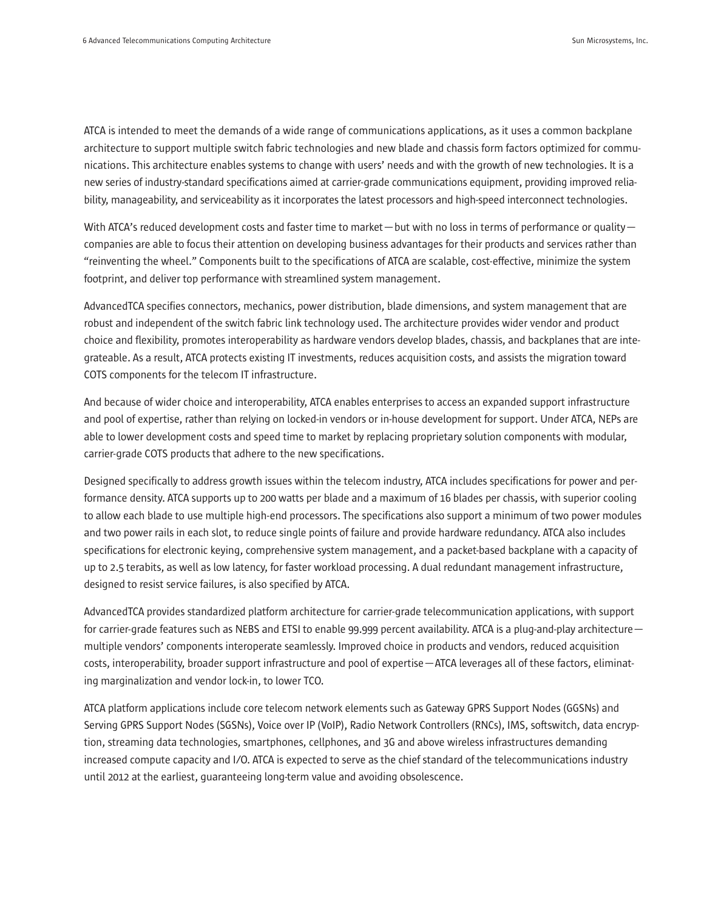ATCA is intended to meet the demands of a wide range of communications applications, as it uses a common backplane architecture to support multiple switch fabric technologies and new blade and chassis form factors optimized for communications. This architecture enables systems to change with users' needs and with the growth of new technologies. It is a new series of industry-standard specifications aimed at carrier-grade communications equipment, providing improved reliability, manageability, and serviceability as it incorporates the latest processors and high-speed interconnect technologies.

With ATCA's reduced development costs and faster time to market — but with no loss in terms of performance or quality — companies are able to focus their attention on developing business advantages for their products and services rather than "reinventing the wheel." Components built to the specifications of ATCA are scalable, cost-effective, minimize the system footprint, and deliver top performance with streamlined system management.

AdvancedTCA specifies connectors, mechanics, power distribution, blade dimensions, and system management that are robust and independent of the switch fabric link technology used. The architecture provides wider vendor and product choice and flexibility, promotes interoperability as hardware vendors develop blades, chassis, and backplanes that are integrateable. As a result, ATCA protects existing IT investments, reduces acquisition costs, and assists the migration toward COTS components for the telecom IT infrastructure.

And because of wider choice and interoperability, ATCA enables enterprises to access an expanded support infrastructure and pool of expertise, rather than relying on locked-in vendors or in-house development for support. Under ATCA, NEPs are able to lower development costs and speed time to market by replacing proprietary solution components with modular, carrier-grade COTS products that adhere to the new specifications.

Designed specifically to address growth issues within the telecom industry, ATCA includes specifications for power and performance density. ATCA supports up to 200 watts per blade and a maximum of 16 blades per chassis, with superior cooling to allow each blade to use multiple high-end processors. The specifications also support a minimum of two power modules and two power rails in each slot, to reduce single points of failure and provide hardware redundancy. ATCA also includes specifications for electronic keying, comprehensive system management, and a packet-based backplane with a capacity of up to 2.5 terabits, as well as low latency, for faster workload processing. A dual redundant management infrastructure, designed to resist service failures, is also specified by ATCA.

AdvancedTCA provides standardized platform architecture for carrier-grade telecommunication applications, with support for carrier-grade features such as NEBS and ETSI to enable 99.999 percent availability. ATCA is a plug-and-play architecture — multiple vendors' components interoperate seamlessly. Improved choice in products and vendors, reduced acquisition costs, interoperability, broader support infrastructure and pool of expertise — ATCA leverages all of these factors, eliminating marginalization and vendor lock-in, to lower TCO.

ATCA platform applications include core telecom network elements such as Gateway GPRS Support Nodes (GGSNs) and Serving GPRS Support Nodes (SGSNs), Voice over IP (VoIP), Radio Network Controllers (RNCs), IMS, softswitch, data encryption, streaming data technologies, smartphones, cellphones, and 3G and above wireless infrastructures demanding increased compute capacity and I/O. ATCA is expected to serve as the chief standard of the telecommunications industry until 2012 at the earliest, guaranteeing long-term value and avoiding obsolescence.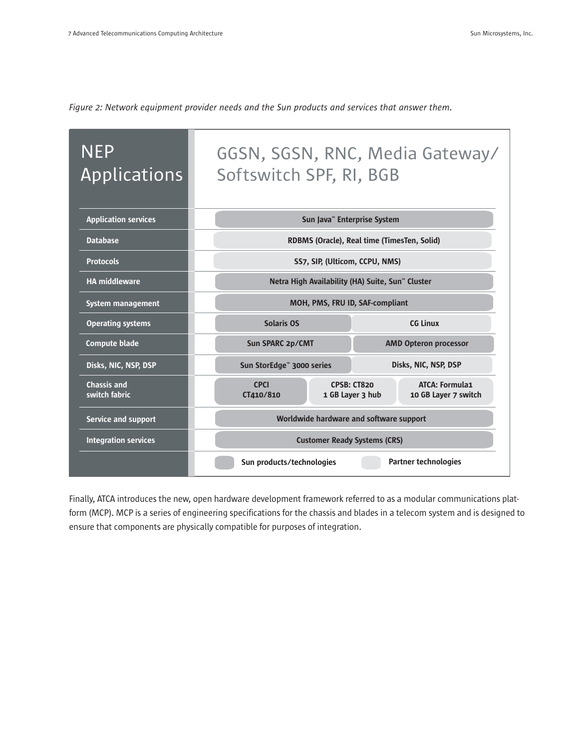*Figure 2: Network equipment provider needs and the Sun products and services that answer them.*

| NEP Applications | GGSN, SGSN, RNC, Media Gateway/ Softswitch SPF, RI, BGB | | |
|---|---|---|---|
| Application services | Sun Java™ Enterprise System | | |
| Database | RDBMS (Oracle), Real time (TimesTen, Solid) | | |
| Protocols | SS7, SIP, (Ulticom, CCPU, NMS) | | |
| HA middleware | Netra High Availability (HA) Suite, Sun™ Cluster | | |
| System management | MOH, PMS, FRU ID, SAF-compliant | | |
| Operating systems | Solaris OS | CG Linux | |
| Compute blade | Sun SPARC 2p/CMT | AMD Opteron processor | |
| Disks, NIC, NSP, DSP | Sun StorEdge™ 3000 series | Disks, NIC, NSP, DSP | |
| Chassis and switch fabric | CPCI CT410/810 | CPSB: CT820 1 GB Layer 3 hub | ATCA: Formula1 10 GB Layer 7 switch |
| Service and support | Worldwide hardware and software support | | |
| Integration services | Customer Ready Systems (CRS) | | |
| | Sun products/technologies | Partner technologies | |

Finally, ATCA introduces the new, open hardware development framework referred to as a modular communications platform (MCP). MCP is a series of engineering specifications for the chassis and blades in a telecom system and is designed to ensure that components are physically compatible for purposes of integration.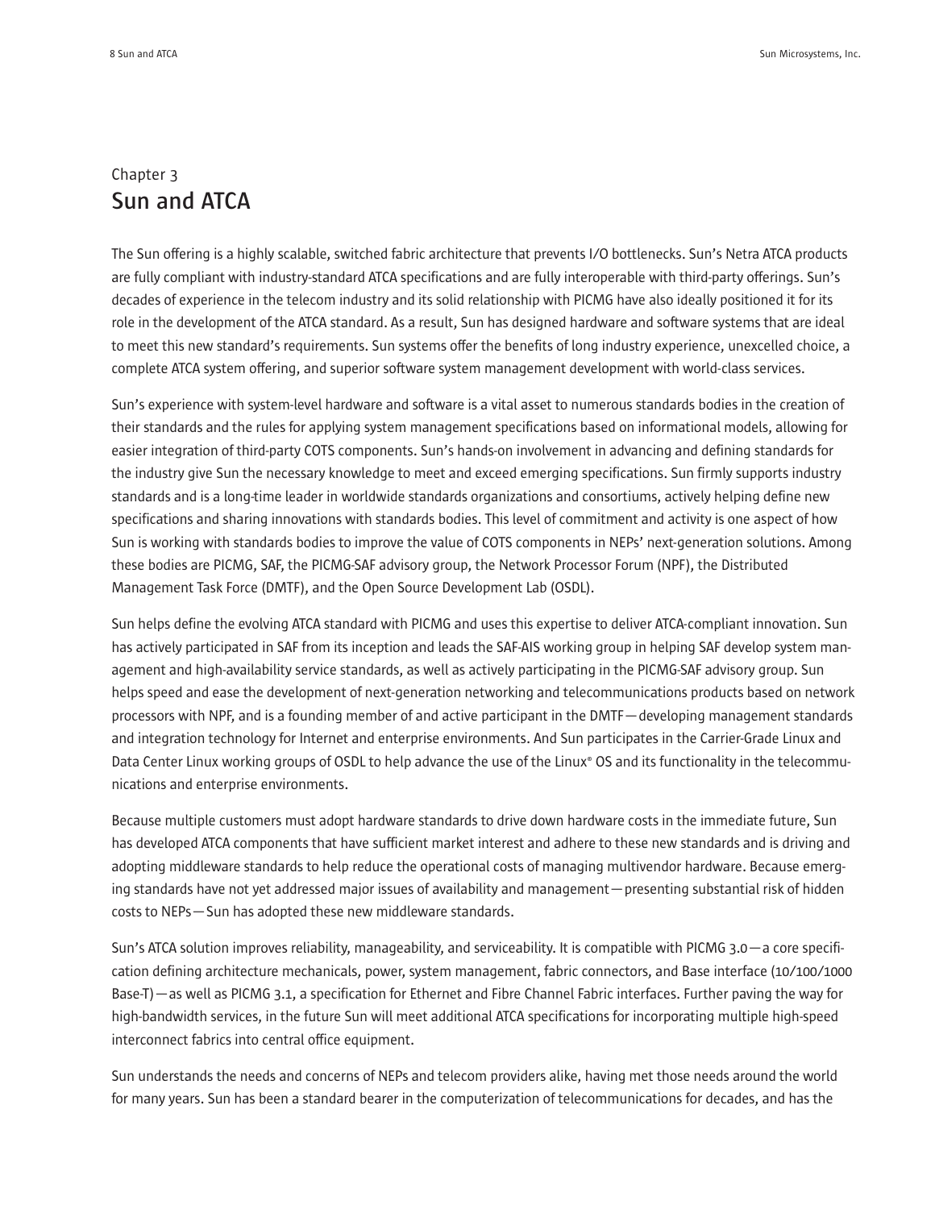Chapter 3

# Sun and ATCA

The Sun offering is a highly scalable, switched fabric architecture that prevents I/O bottlenecks. Sun's Netra ATCA products are fully compliant with industry-standard ATCA specifications and are fully interoperable with third-party offerings. Sun's decades of experience in the telecom industry and its solid relationship with PICMG have also ideally positioned it for its role in the development of the ATCA standard. As a result, Sun has designed hardware and software systems that are ideal to meet this new standard's requirements. Sun systems offer the benefits of long industry experience, unexcelled choice, a complete ATCA system offering, and superior software system management development with world-class services.

Sun's experience with system-level hardware and software is a vital asset to numerous standards bodies in the creation of their standards and the rules for applying system management specifications based on informational models, allowing for easier integration of third-party COTS components. Sun's hands-on involvement in advancing and defining standards for the industry give Sun the necessary knowledge to meet and exceed emerging specifications. Sun firmly supports industry standards and is a long-time leader in worldwide standards organizations and consortiums, actively helping define new specifications and sharing innovations with standards bodies. This level of commitment and activity is one aspect of how Sun is working with standards bodies to improve the value of COTS components in NEPs' next-generation solutions. Among these bodies are PICMG, SAF, the PICMG-SAF advisory group, the Network Processor Forum (NPF), the Distributed Management Task Force (DMTF), and the Open Source Development Lab (OSDL).

Sun helps define the evolving ATCA standard with PICMG and uses this expertise to deliver ATCA-compliant innovation. Sun has actively participated in SAF from its inception and leads the SAF-AIS working group in helping SAF develop system management and high-availability service standards, as well as actively participating in the PICMG-SAF advisory group. Sun helps speed and ease the development of next-generation networking and telecommunications products based on network processors with NPF, and is a founding member of and active participant in the DMTF—developing management standards and integration technology for Internet and enterprise environments. And Sun participates in the Carrier-Grade Linux and Data Center Linux working groups of OSDL to help advance the use of the Linux® OS and its functionality in the telecommunications and enterprise environments.

Because multiple customers must adopt hardware standards to drive down hardware costs in the immediate future, Sun has developed ATCA components that have sufficient market interest and adhere to these new standards and is driving and adopting middleware standards to help reduce the operational costs of managing multivendor hardware. Because emerging standards have not yet addressed major issues of availability and management—presenting substantial risk of hidden costs to NEPs—Sun has adopted these new middleware standards.

Sun's ATCA solution improves reliability, manageability, and serviceability. It is compatible with PICMG 3.0—a core specification defining architecture mechanicals, power, system management, fabric connectors, and Base interface (10/100/1000 Base-T)—as well as PICMG 3.1, a specification for Ethernet and Fibre Channel Fabric interfaces. Further paving the way for high-bandwidth services, in the future Sun will meet additional ATCA specifications for incorporating multiple high-speed interconnect fabrics into central office equipment.

Sun understands the needs and concerns of NEPs and telecom providers alike, having met those needs around the world for many years. Sun has been a standard bearer in the computerization of telecommunications for decades, and has the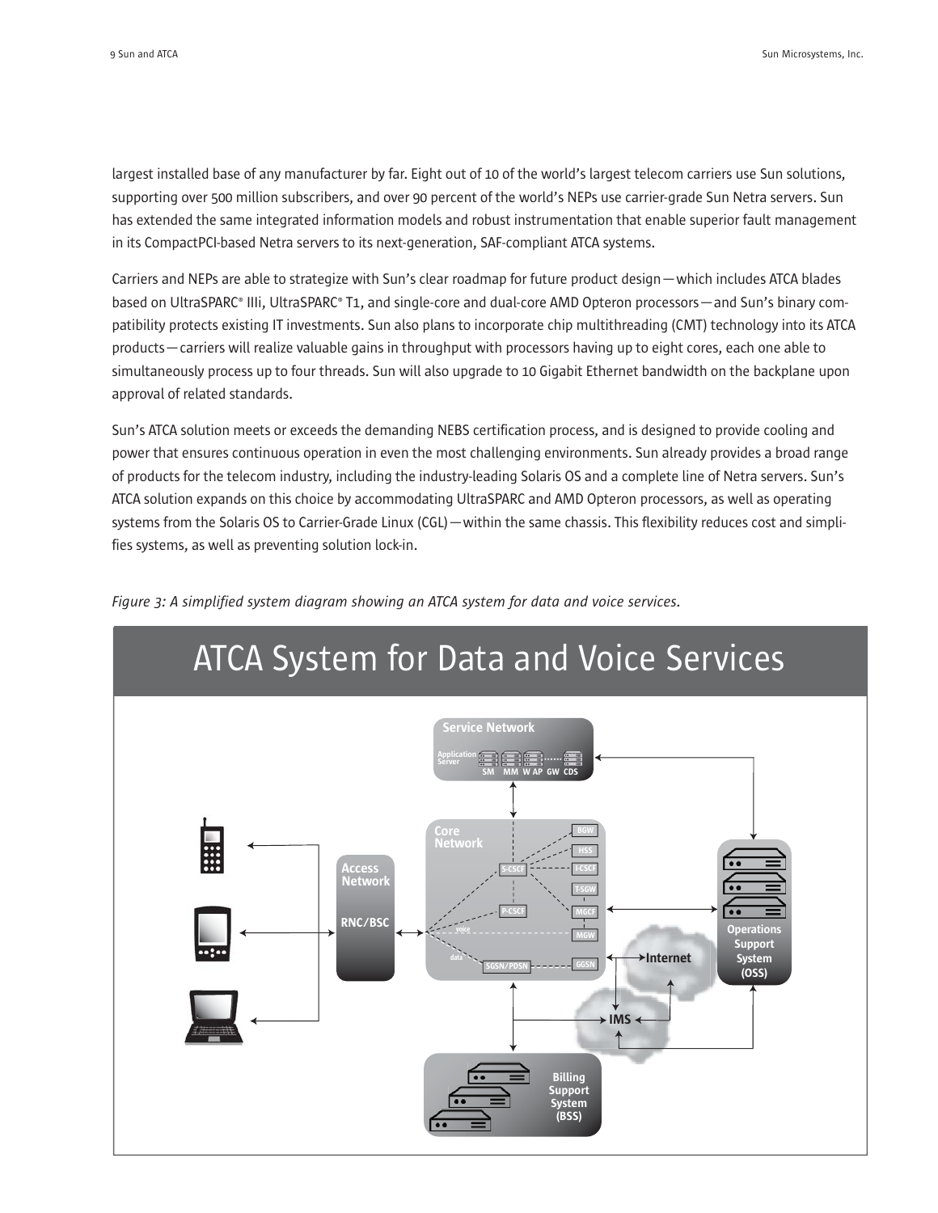largest installed base of any manufacturer by far. Eight out of 10 of the world's largest telecom carriers use Sun solutions, supporting over 500 million subscribers, and over 90 percent of the world's NEPs use carrier-grade Sun Netra servers. Sun has extended the same integrated information models and robust instrumentation that enable superior fault management in its CompactPCI-based Netra servers to its next-generation, SAF-compliant ATCA systems.

Carriers and NEPs are able to strategize with Sun's clear roadmap for future product design — which includes ATCA blades based on UltraSPARC® IIIi, UltraSPARC® T1, and single-core and dual-core AMD Opteron processors — and Sun's binary compatibility protects existing IT investments. Sun also plans to incorporate chip multithreading (CMT) technology into its ATCA products — carriers will realize valuable gains in throughput with processors having up to eight cores, each one able to simultaneously process up to four threads. Sun will also upgrade to 10 Gigabit Ethernet bandwidth on the backplane upon approval of related standards.

Sun's ATCA solution meets or exceeds the demanding NEBS certification process, and is designed to provide cooling and power that ensures continuous operation in even the most challenging environments. Sun already provides a broad range of products for the telecom industry, including the industry-leading Solaris OS and a complete line of Netra servers. Sun's ATCA solution expands on this choice by accommodating UltraSPARC and AMD Opteron processors, as well as operating systems from the Solaris OS to Carrier-Grade Linux (CGL) — within the same chassis. This flexibility reduces cost and simplifies systems, as well as preventing solution lock-in.

*Figure 3: A simplified system diagram showing an ATCA system for data and voice services.*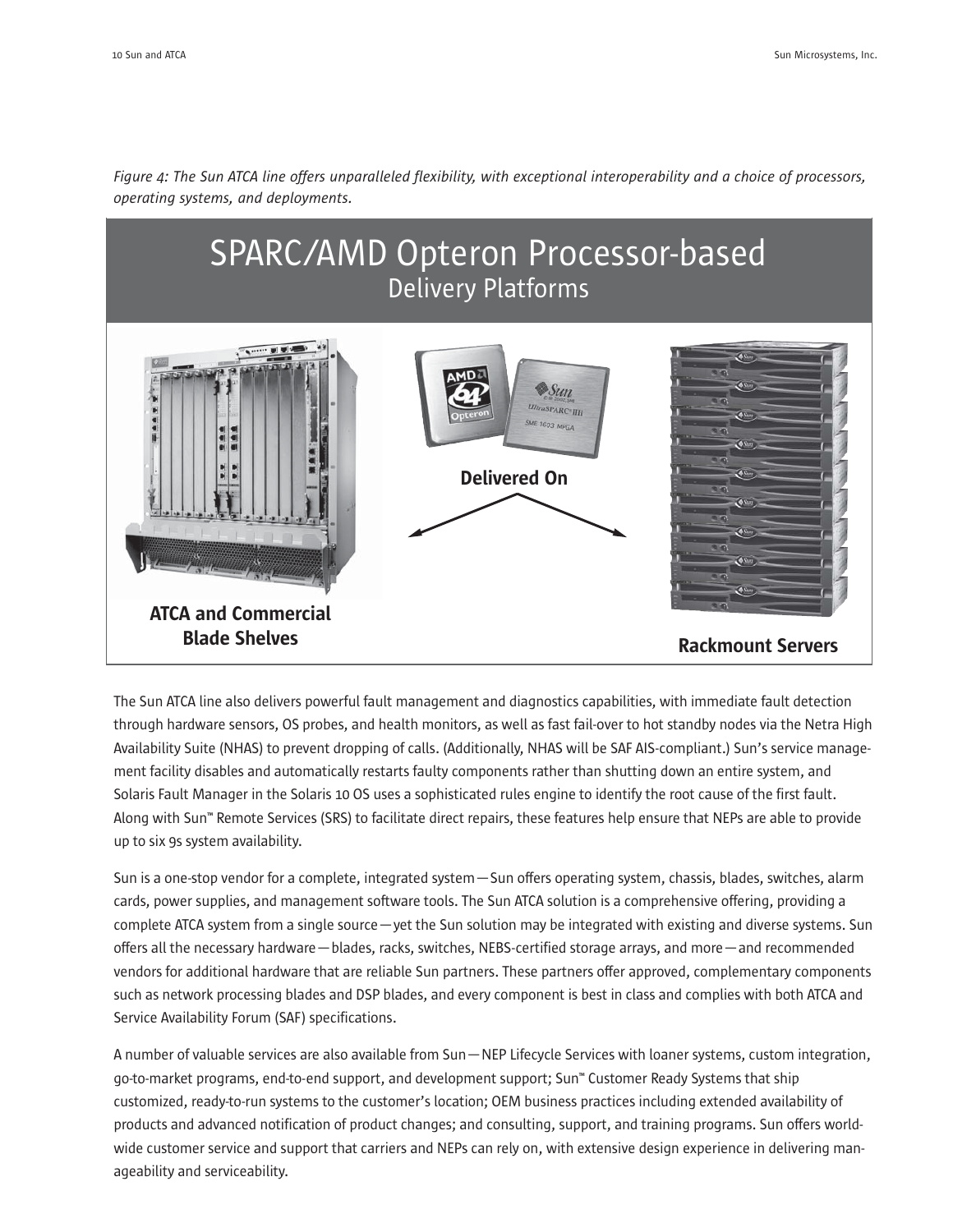*Figure 4: The Sun ATCA line offers unparalleled flexibility, with exceptional interoperability and a choice of processors, operating systems, and deployments.*

SPARC/AMD Opteron Processor-based
Delivery Platforms

Delivered On

**ATCA and Commercial Blade Shelves**

**Rackmount Servers**

The Sun ATCA line also delivers powerful fault management and diagnostics capabilities, with immediate fault detection through hardware sensors, OS probes, and health monitors, as well as fast fail-over to hot standby nodes via the Netra High Availability Suite (NHAS) to prevent dropping of calls. (Additionally, NHAS will be SAF AIS-compliant.) Sun's service management facility disables and automatically restarts faulty components rather than shutting down an entire system, and Solaris Fault Manager in the Solaris 10 OS uses a sophisticated rules engine to identify the root cause of the first fault. Along with Sun™ Remote Services (SRS) to facilitate direct repairs, these features help ensure that NEPs are able to provide up to six 9s system availability.

Sun is a one-stop vendor for a complete, integrated system—Sun offers operating system, chassis, blades, switches, alarm cards, power supplies, and management software tools. The Sun ATCA solution is a comprehensive offering, providing a complete ATCA system from a single source—yet the Sun solution may be integrated with existing and diverse systems. Sun offers all the necessary hardware—blades, racks, switches, NEBS-certified storage arrays, and more—and recommended vendors for additional hardware that are reliable Sun partners. These partners offer approved, complementary components such as network processing blades and DSP blades, and every component is best in class and complies with both ATCA and Service Availability Forum (SAF) specifications.

A number of valuable services are also available from Sun—NEP Lifecycle Services with loaner systems, custom integration, go-to-market programs, end-to-end support, and development support; Sun™ Customer Ready Systems that ship customized, ready-to-run systems to the customer's location; OEM business practices including extended availability of products and advanced notification of product changes; and consulting, support, and training programs. Sun offers worldwide customer service and support that carriers and NEPs can rely on, with extensive design experience in delivering manageability and serviceability.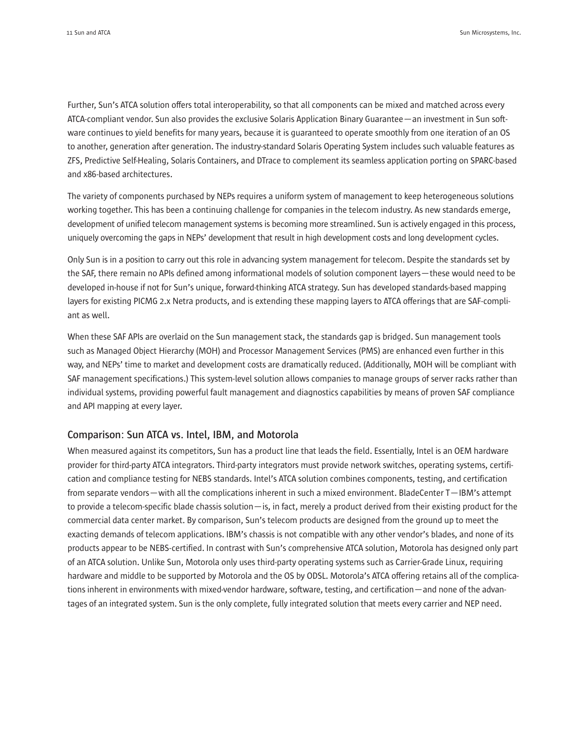Further, Sun's ATCA solution offers total interoperability, so that all components can be mixed and matched across every ATCA-compliant vendor. Sun also provides the exclusive Solaris Application Binary Guarantee — an investment in Sun software continues to yield benefits for many years, because it is guaranteed to operate smoothly from one iteration of an OS to another, generation after generation. The industry-standard Solaris Operating System includes such valuable features as ZFS, Predictive Self-Healing, Solaris Containers, and DTrace to complement its seamless application porting on SPARC-based and x86-based architectures.

The variety of components purchased by NEPs requires a uniform system of management to keep heterogeneous solutions working together. This has been a continuing challenge for companies in the telecom industry. As new standards emerge, development of unified telecom management systems is becoming more streamlined. Sun is actively engaged in this process, uniquely overcoming the gaps in NEPs' development that result in high development costs and long development cycles.

Only Sun is in a position to carry out this role in advancing system management for telecom. Despite the standards set by the SAF, there remain no APIs defined among informational models of solution component layers — these would need to be developed in-house if not for Sun's unique, forward-thinking ATCA strategy. Sun has developed standards-based mapping layers for existing PICMG 2.x Netra products, and is extending these mapping layers to ATCA offerings that are SAF-compliant as well.

When these SAF APIs are overlaid on the Sun management stack, the standards gap is bridged. Sun management tools such as Managed Object Hierarchy (MOH) and Processor Management Services (PMS) are enhanced even further in this way, and NEPs' time to market and development costs are dramatically reduced. (Additionally, MOH will be compliant with SAF management specifications.) This system-level solution allows companies to manage groups of server racks rather than individual systems, providing powerful fault management and diagnostics capabilities by means of proven SAF compliance and API mapping at every layer.

## Comparison: Sun ATCA vs. Intel, IBM, and Motorola

When measured against its competitors, Sun has a product line that leads the field. Essentially, Intel is an OEM hardware provider for third-party ATCA integrators. Third-party integrators must provide network switches, operating systems, certification and compliance testing for NEBS standards. Intel's ATCA solution combines components, testing, and certification from separate vendors — with all the complications inherent in such a mixed environment. BladeCenter T — IBM's attempt to provide a telecom-specific blade chassis solution — is, in fact, merely a product derived from their existing product for the commercial data center market. By comparison, Sun's telecom products are designed from the ground up to meet the exacting demands of telecom applications. IBM's chassis is not compatible with any other vendor's blades, and none of its products appear to be NEBS-certified. In contrast with Sun's comprehensive ATCA solution, Motorola has designed only part of an ATCA solution. Unlike Sun, Motorola only uses third-party operating systems such as Carrier-Grade Linux, requiring hardware and middle to be supported by Motorola and the OS by ODSL. Motorola's ATCA offering retains all of the complications inherent in environments with mixed-vendor hardware, software, testing, and certification — and none of the advantages of an integrated system. Sun is the only complete, fully integrated solution that meets every carrier and NEP need.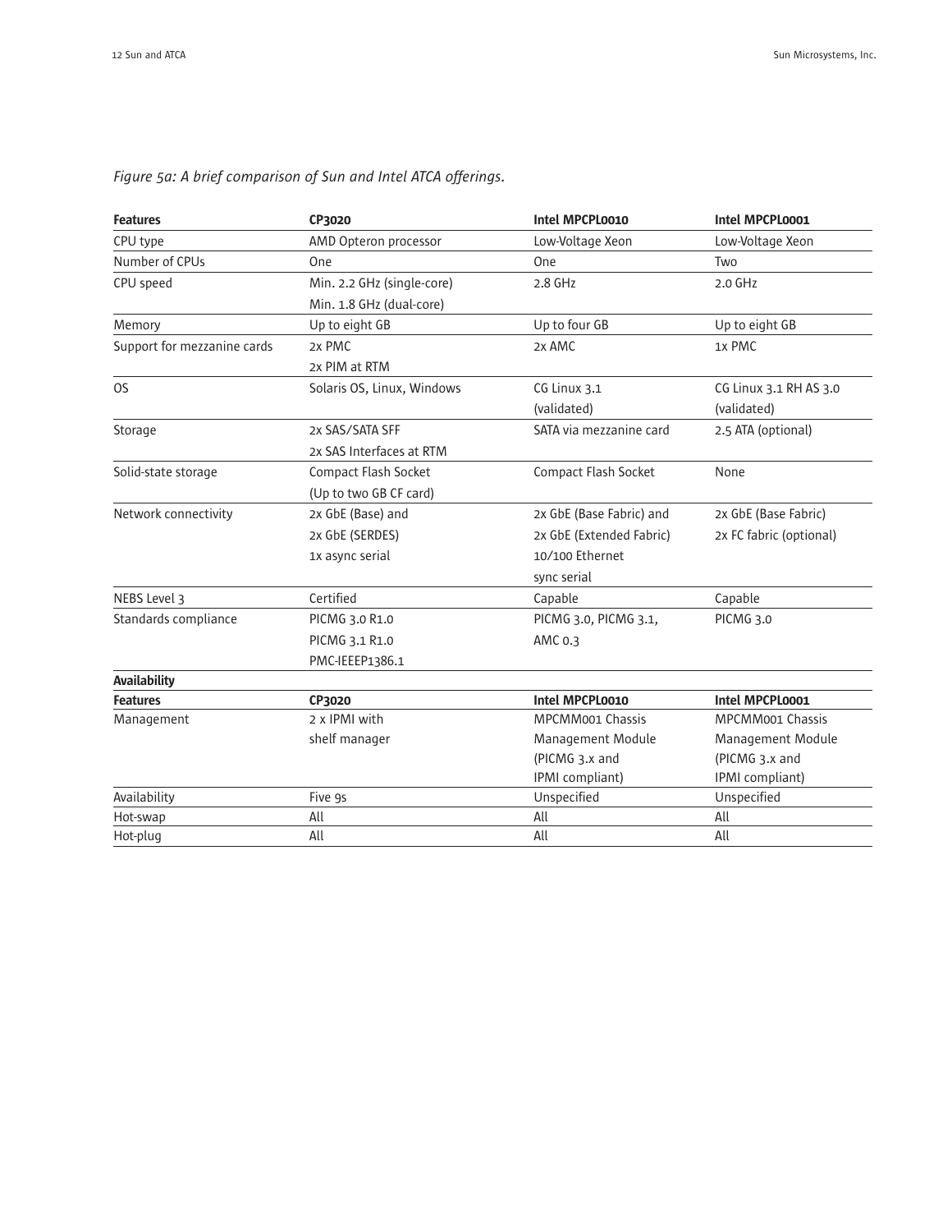*Figure 5a: A brief comparison of Sun and Intel ATCA offerings.*

| **Features** | **CP3020** | **Intel MPCPL0010** | **Intel MPCPL0001** |
|---|---|---|---|
| CPU type | AMD Opteron processor | Low-Voltage Xeon | Low-Voltage Xeon |
| Number of CPUs | One | One | Two |
| CPU speed | Min. 2.2 GHz (single-core) Min. 1.8 GHz (dual-core) | 2.8 GHz | 2.0 GHz |
| Memory | Up to eight GB | Up to four GB | Up to eight GB |
| Support for mezzanine cards | 2x PMC 2x PIM at RTM | 2x AMC | 1x PMC |
| OS | Solaris OS, Linux, Windows | CG Linux 3.1 (validated) | CG Linux 3.1 RH AS 3.0 (validated) |
| Storage | 2x SAS/SATA SFF 2x SAS Interfaces at RTM | SATA via mezzanine card | 2.5 ATA (optional) |
| Solid-state storage | Compact Flash Socket (Up to two GB CF card) | Compact Flash Socket | None |
| Network connectivity | 2x GbE (Base) and 2x GbE (SERDES) 1x async serial | 2x GbE (Base Fabric) and 2x GbE (Extended Fabric) 10/100 Ethernet sync serial | 2x GbE (Base Fabric) 2x FC fabric (optional) |
| NEBS Level 3 | Certified | Capable | Capable |
| Standards compliance | PICMG 3.0 R1.0 PICMG 3.1 R1.0 PMC-IEEEP1386.1 | PICMG 3.0, PICMG 3.1, AMC 0.3 | PICMG 3.0 |
| **Availability** | | | |
| **Features** | **CP3020** | **Intel MPCPL0010** | **Intel MPCPL0001** |
| Management | 2 x IPMI with shelf manager | MPCMM001 Chassis Management Module (PICMG 3.x and IPMI compliant) | MPCMM001 Chassis Management Module (PICMG 3.x and IPMI compliant) |
| Availability | Five 9s | Unspecified | Unspecified |
| Hot-swap | All | All | All |
| Hot-plug | All | All | All |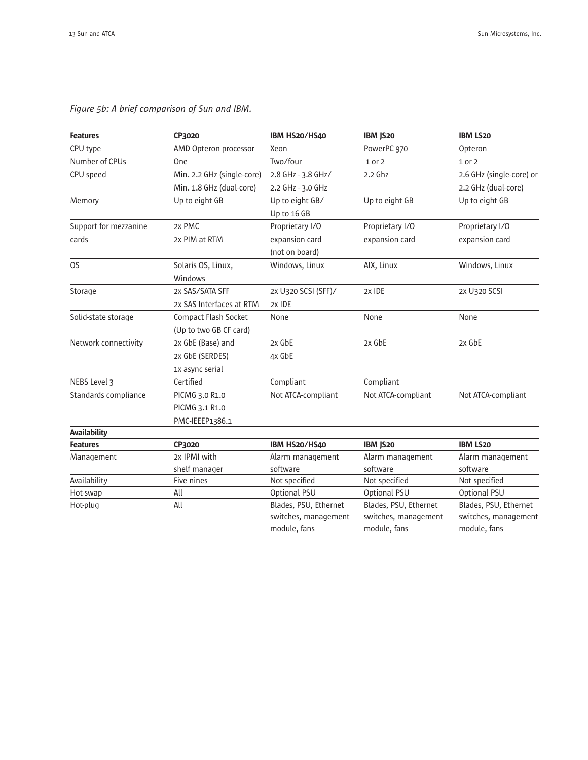*Figure 5b: A brief comparison of Sun and IBM.*

| Features | CP3020 | IBM HS20/HS40 | IBM JS20 | IBM LS20 |
|---|---|---|---|---|
| CPU type | AMD Opteron processor | Xeon | PowerPC 970 | Opteron |
| Number of CPUs | One | Two/four | 1 or 2 | 1 or 2 |
| CPU speed | Min. 2.2 GHz (single-core) Min. 1.8 GHz (dual-core) | 2.8 GHz - 3.8 GHz/ 2.2 GHz - 3.0 GHz | 2.2 Ghz | 2.6 GHz (single-core) or 2.2 GHz (dual-core) |
| Memory | Up to eight GB | Up to eight GB/ Up to 16 GB | Up to eight GB | Up to eight GB |
| Support for mezzanine cards | 2x PMC 2x PIM at RTM | Proprietary I/O expansion card (not on board) | Proprietary I/O expansion card | Proprietary I/O expansion card |
| OS | Solaris OS, Linux, Windows | Windows, Linux | AIX, Linux | Windows, Linux |
| Storage | 2x SAS/SATA SFF 2x SAS Interfaces at RTM | 2x U320 SCSI (SFF)/ 2x IDE | 2x IDE | 2x U320 SCSI |
| Solid-state storage | Compact Flash Socket (Up to two GB CF card) | None | None | None |
| Network connectivity | 2x GbE (Base) and 2x GbE (SERDES) 1x async serial | 2x GbE 4x GbE | 2x GbE | 2x GbE |
| NEBS Level 3 | Certified | Compliant | Compliant | |
| Standards compliance | PICMG 3.0 R1.0 PICMG 3.1 R1.0 PMC-IEEEP1386.1 | Not ATCA-compliant | Not ATCA-compliant | Not ATCA-compliant |
| **Availability** | | | | |
| **Features** | **CP3020** | **IBM HS20/HS40** | **IBM JS20** | **IBM LS20** |
| Management | 2x IPMI with shelf manager | Alarm management software | Alarm management software | Alarm management software |
| Availability | Five nines | Not specified | Not specified | Not specified |
| Hot-swap | All | Optional PSU | Optional PSU | Optional PSU |
| Hot-plug | All | Blades, PSU, Ethernet switches, management module, fans | Blades, PSU, Ethernet switches, management module, fans | Blades, PSU, Ethernet switches, management module, fans |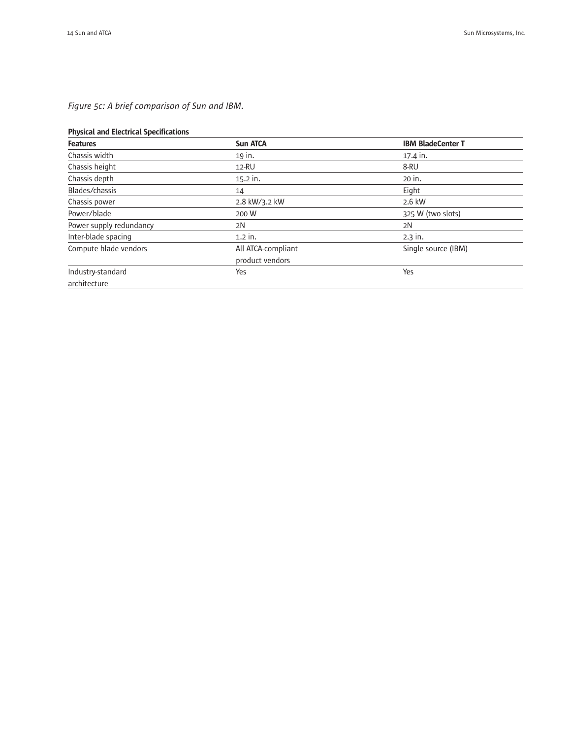*Figure 5c: A brief comparison of Sun and IBM.*

**Physical and Electrical Specifications**

| Features | Sun ATCA | IBM BladeCenter T |
|---|---|---|
| Chassis width | 19 in. | 17.4 in. |
| Chassis height | 12-RU | 8-RU |
| Chassis depth | 15.2 in. | 20 in. |
| Blades/chassis | 14 | Eight |
| Chassis power | 2.8 kW/3.2 kW | 2.6 kW |
| Power/blade | 200 W | 325 W (two slots) |
| Power supply redundancy | 2N | 2N |
| Inter-blade spacing | 1.2 in. | 2.3 in. |
| Compute blade vendors | All ATCA-compliant product vendors | Single source (IBM) |
| Industry-standard architecture | Yes | Yes |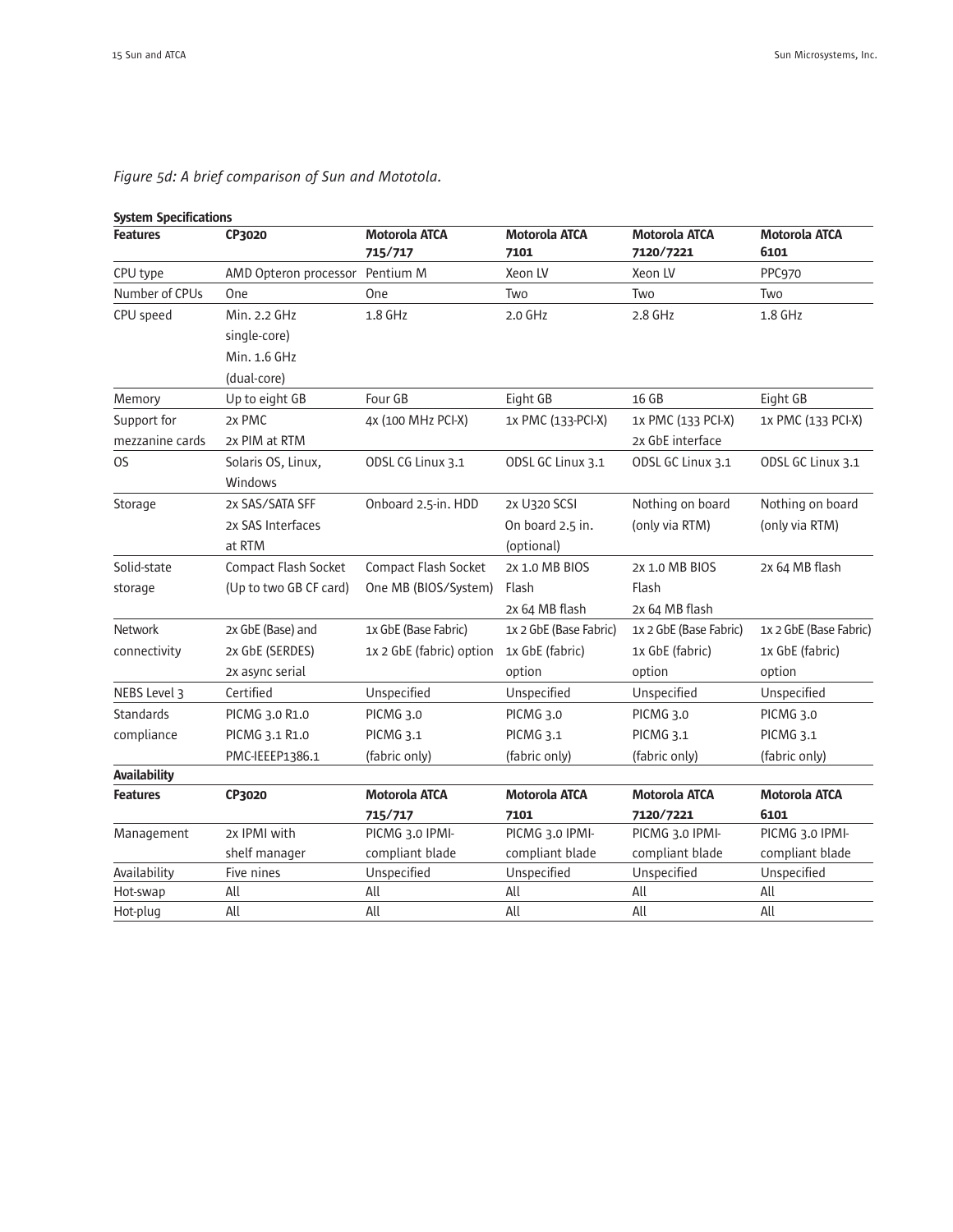*Figure 5d: A brief comparison of Sun and Mototola.*

**System Specifications**

| Features | CP3020 | Motorola ATCA 715/717 | Motorola ATCA 7101 | Motorola ATCA 7120/7221 | Motorola ATCA 6101 |
|---|---|---|---|---|---|
| CPU type | AMD Opteron processor | Pentium M | Xeon LV | Xeon LV | PPC970 |
| Number of CPUs | One | One | Two | Two | Two |
| CPU speed | Min. 2.2 GHz single-core) Min. 1.6 GHz (dual-core) | 1.8 GHz | 2.0 GHz | 2.8 GHz | 1.8 GHz |
| Memory | Up to eight GB | Four GB | Eight GB | 16 GB | Eight GB |
| Support for mezzanine cards | 2x PMC 2x PIM at RTM | 4x (100 MHz PCI-X) | 1x PMC (133-PCI-X) | 1x PMC (133 PCI-X) 2x GbE interface | 1x PMC (133 PCI-X) |
| OS | Solaris OS, Linux, Windows | ODSL CG Linux 3.1 | ODSL GC Linux 3.1 | ODSL GC Linux 3.1 | ODSL GC Linux 3.1 |
| Storage | 2x SAS/SATA SFF 2x SAS Interfaces at RTM | Onboard 2.5-in. HDD | 2x U320 SCSI On board 2.5 in. (optional) | Nothing on board (only via RTM) | Nothing on board (only via RTM) |
| Solid-state storage | Compact Flash Socket (Up to two GB CF card) | Compact Flash Socket One MB (BIOS/System) | 2x 1.0 MB BIOS Flash 2x 64 MB flash | 2x 1.0 MB BIOS Flash 2x 64 MB flash | 2x 64 MB flash |
| Network connectivity | 2x GbE (Base) and 2x GbE (SERDES) 2x async serial | 1x GbE (Base Fabric) 1x 2 GbE (fabric) option | 1x 2 GbE (Base Fabric) 1x GbE (fabric) option | 1x 2 GbE (Base Fabric) 1x GbE (fabric) option | 1x 2 GbE (Base Fabric) 1x GbE (fabric) option |
| NEBS Level 3 | Certified | Unspecified | Unspecified | Unspecified | Unspecified |
| Standards compliance | PICMG 3.0 R1.0 PICMG 3.1 R1.0 PMC-IEEEP1386.1 | PICMG 3.0 PICMG 3.1 (fabric only) | PICMG 3.0 PICMG 3.1 (fabric only) | PICMG 3.0 PICMG 3.1 (fabric only) | PICMG 3.0 PICMG 3.1 (fabric only) |

**Availability**

| Features | CP3020 | Motorola ATCA 715/717 | Motorola ATCA 7101 | Motorola ATCA 7120/7221 | Motorola ATCA 6101 |
|---|---|---|---|---|---|
| Management | 2x IPMI with shelf manager | PICMG 3.0 IPMI-compliant blade | PICMG 3.0 IPMI-compliant blade | PICMG 3.0 IPMI-compliant blade | PICMG 3.0 IPMI-compliant blade |
| Availability | Five nines | Unspecified | Unspecified | Unspecified | Unspecified |
| Hot-swap | All | All | All | All | All |
| Hot-plug | All | All | All | All | All |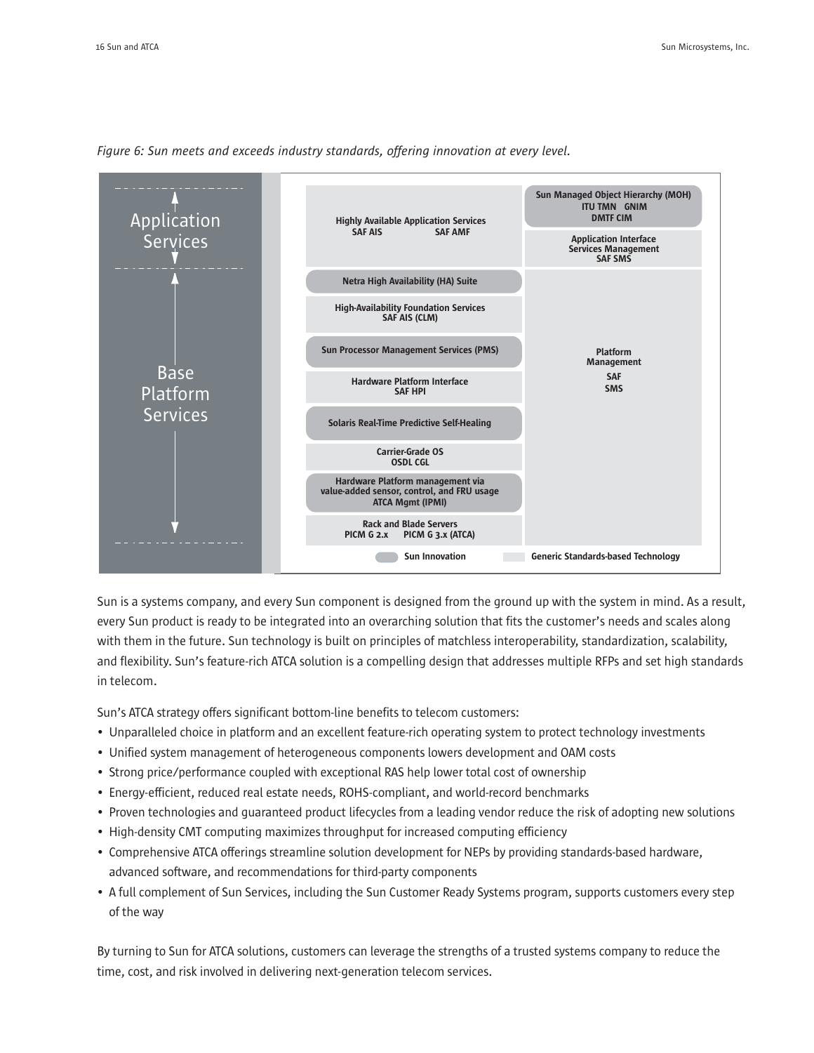*Figure 6: Sun meets and exceeds industry standards, offering innovation at every level.*

| Layer | Services | Management |
|---|---|---|
| Application Services | Highly Available Application Services SAF AIS SAF AMF | Sun Managed Object Hierarchy (MOH) ITU TMN GNIM DMTF CIM |
| | | Application Interface Services Management SAF SMS |
| Base Platform Services | Netra High Availability (HA) Suite | Platform Management SAF SMS |
| | High-Availability Foundation Services SAF AIS (CLM) | |
| | Sun Processor Management Services (PMS) | |
| | Hardware Platform Interface SAF HPI | |
| | Solaris Real-Time Predictive Self-Healing | |
| | Carrier-Grade OS OSDL CGL | |
| | Hardware Platform management via value-added sensor, control, and FRU usage ATCA Mgmt (IPMI) | |
| | Rack and Blade Servers PICM G 2.x PICM G 3.x (ATCA) | |

Legend: Sun Innovation | Generic Standards-based Technology

Sun is a systems company, and every Sun component is designed from the ground up with the system in mind. As a result, every Sun product is ready to be integrated into an overarching solution that fits the customer's needs and scales along with them in the future. Sun technology is built on principles of matchless interoperability, standardization, scalability, and flexibility. Sun's feature-rich ATCA solution is a compelling design that addresses multiple RFPs and set high standards in telecom.

Sun's ATCA strategy offers significant bottom-line benefits to telecom customers:

- Unparalleled choice in platform and an excellent feature-rich operating system to protect technology investments
- Unified system management of heterogeneous components lowers development and OAM costs
- Strong price/performance coupled with exceptional RAS help lower total cost of ownership
- Energy-efficient, reduced real estate needs, ROHS-compliant, and world-record benchmarks
- Proven technologies and guaranteed product lifecycles from a leading vendor reduce the risk of adopting new solutions
- High-density CMT computing maximizes throughput for increased computing efficiency
- Comprehensive ATCA offerings streamline solution development for NEPs by providing standards-based hardware, advanced software, and recommendations for third-party components
- A full complement of Sun Services, including the Sun Customer Ready Systems program, supports customers every step of the way

By turning to Sun for ATCA solutions, customers can leverage the strengths of a trusted systems company to reduce the time, cost, and risk involved in delivering next-generation telecom services.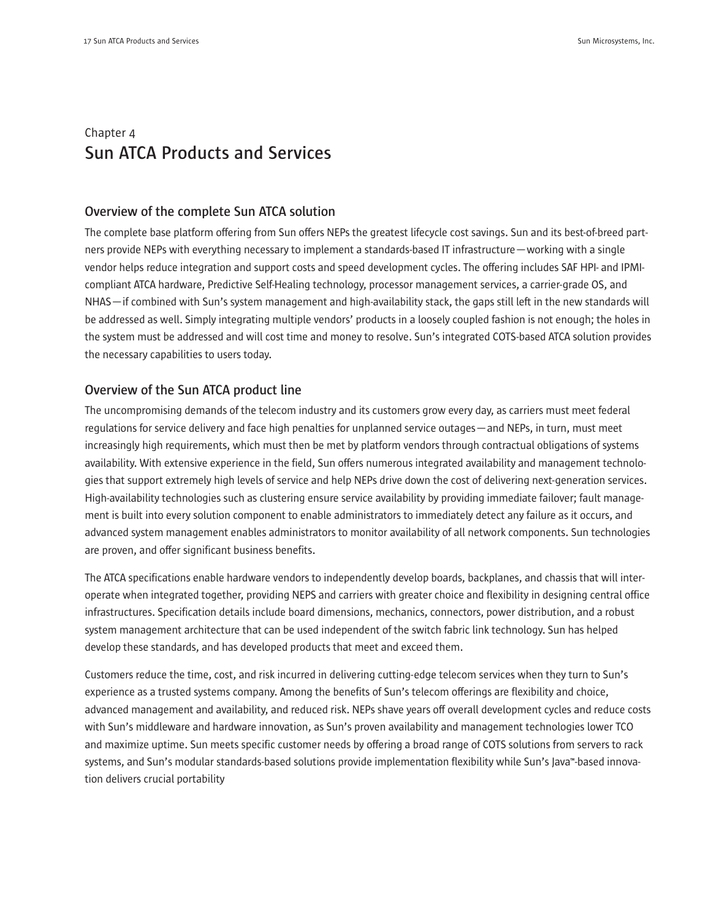# Chapter 4
# Sun ATCA Products and Services

## Overview of the complete Sun ATCA solution

The complete base platform offering from Sun offers NEPs the greatest lifecycle cost savings. Sun and its best-of-breed partners provide NEPs with everything necessary to implement a standards-based IT infrastructure—working with a single vendor helps reduce integration and support costs and speed development cycles. The offering includes SAF HPI- and IPMI-compliant ATCA hardware, Predictive Self-Healing technology, processor management services, a carrier-grade OS, and NHAS—if combined with Sun's system management and high-availability stack, the gaps still left in the new standards will be addressed as well. Simply integrating multiple vendors' products in a loosely coupled fashion is not enough; the holes in the system must be addressed and will cost time and money to resolve. Sun's integrated COTS-based ATCA solution provides the necessary capabilities to users today.

## Overview of the Sun ATCA product line

The uncompromising demands of the telecom industry and its customers grow every day, as carriers must meet federal regulations for service delivery and face high penalties for unplanned service outages—and NEPs, in turn, must meet increasingly high requirements, which must then be met by platform vendors through contractual obligations of systems availability. With extensive experience in the field, Sun offers numerous integrated availability and management technologies that support extremely high levels of service and help NEPs drive down the cost of delivering next-generation services. High-availability technologies such as clustering ensure service availability by providing immediate failover; fault management is built into every solution component to enable administrators to immediately detect any failure as it occurs, and advanced system management enables administrators to monitor availability of all network components. Sun technologies are proven, and offer significant business benefits.

The ATCA specifications enable hardware vendors to independently develop boards, backplanes, and chassis that will interoperate when integrated together, providing NEPS and carriers with greater choice and flexibility in designing central office infrastructures. Specification details include board dimensions, mechanics, connectors, power distribution, and a robust system management architecture that can be used independent of the switch fabric link technology. Sun has helped develop these standards, and has developed products that meet and exceed them.

Customers reduce the time, cost, and risk incurred in delivering cutting-edge telecom services when they turn to Sun's experience as a trusted systems company. Among the benefits of Sun's telecom offerings are flexibility and choice, advanced management and availability, and reduced risk. NEPs shave years off overall development cycles and reduce costs with Sun's middleware and hardware innovation, as Sun's proven availability and management technologies lower TCO and maximize uptime. Sun meets specific customer needs by offering a broad range of COTS solutions from servers to rack systems, and Sun's modular standards-based solutions provide implementation flexibility while Sun's Java™-based innovation delivers crucial portability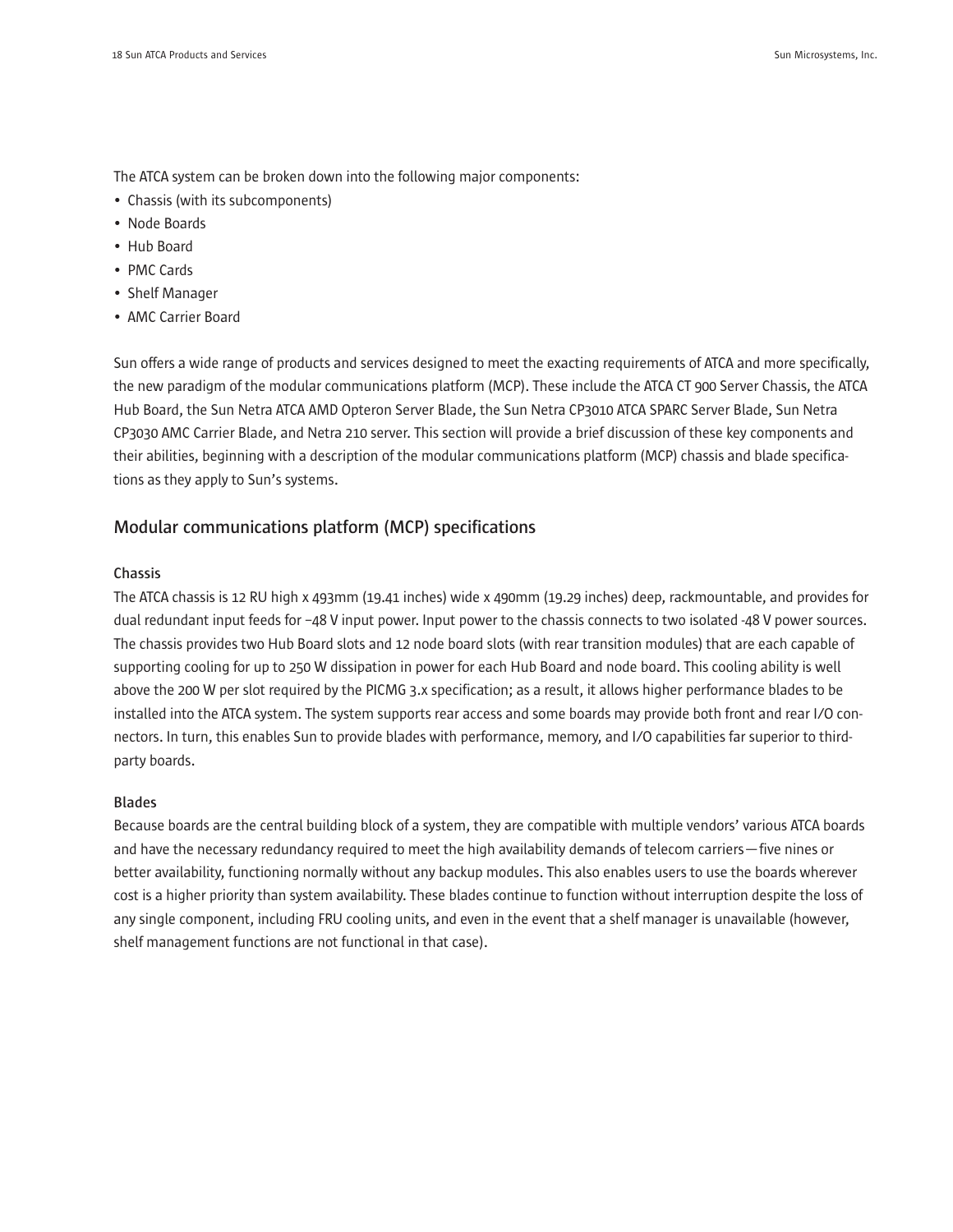The ATCA system can be broken down into the following major components:

- Chassis (with its subcomponents)
- Node Boards
- Hub Board
- PMC Cards
- Shelf Manager
- AMC Carrier Board

Sun offers a wide range of products and services designed to meet the exacting requirements of ATCA and more specifically, the new paradigm of the modular communications platform (MCP). These include the ATCA CT 900 Server Chassis, the ATCA Hub Board, the Sun Netra ATCA AMD Opteron Server Blade, the Sun Netra CP3010 ATCA SPARC Server Blade, Sun Netra CP3030 AMC Carrier Blade, and Netra 210 server. This section will provide a brief discussion of these key components and their abilities, beginning with a description of the modular communications platform (MCP) chassis and blade specifications as they apply to Sun's systems.

## Modular communications platform (MCP) specifications

### Chassis

The ATCA chassis is 12 RU high x 493mm (19.41 inches) wide x 490mm (19.29 inches) deep, rackmountable, and provides for dual redundant input feeds for –48 V input power. Input power to the chassis connects to two isolated -48 V power sources. The chassis provides two Hub Board slots and 12 node board slots (with rear transition modules) that are each capable of supporting cooling for up to 250 W dissipation in power for each Hub Board and node board. This cooling ability is well above the 200 W per slot required by the PICMG 3.x specification; as a result, it allows higher performance blades to be installed into the ATCA system. The system supports rear access and some boards may provide both front and rear I/O connectors. In turn, this enables Sun to provide blades with performance, memory, and I/O capabilities far superior to third-party boards.

### Blades

Because boards are the central building block of a system, they are compatible with multiple vendors' various ATCA boards and have the necessary redundancy required to meet the high availability demands of telecom carriers—five nines or better availability, functioning normally without any backup modules. This also enables users to use the boards wherever cost is a higher priority than system availability. These blades continue to function without interruption despite the loss of any single component, including FRU cooling units, and even in the event that a shelf manager is unavailable (however, shelf management functions are not functional in that case).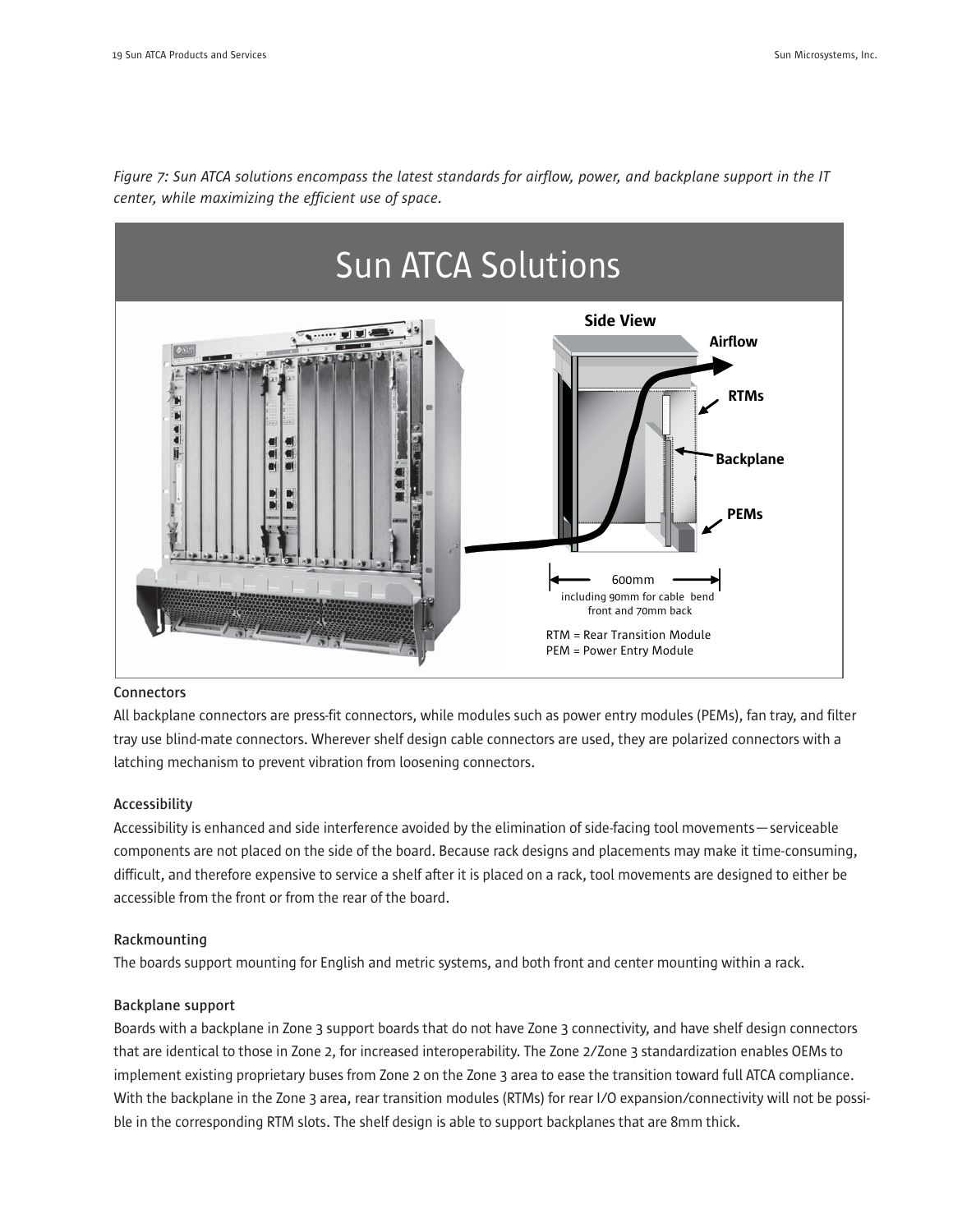*Figure 7: Sun ATCA solutions encompass the latest standards for airflow, power, and backplane support in the IT center, while maximizing the efficient use of space.*

Sun ATCA Solutions

Side View

Airflow

RTMs

Backplane

PEMs

600mm
including 90mm for cable bend front and 70mm back

RTM = Rear Transition Module
PEM = Power Entry Module

### Connectors

All backplane connectors are press-fit connectors, while modules such as power entry modules (PEMs), fan tray, and filter tray use blind-mate connectors. Wherever shelf design cable connectors are used, they are polarized connectors with a latching mechanism to prevent vibration from loosening connectors.

### Accessibility

Accessibility is enhanced and side interference avoided by the elimination of side-facing tool movements — serviceable components are not placed on the side of the board. Because rack designs and placements may make it time-consuming, difficult, and therefore expensive to service a shelf after it is placed on a rack, tool movements are designed to either be accessible from the front or from the rear of the board.

### Rackmounting

The boards support mounting for English and metric systems, and both front and center mounting within a rack.

### Backplane support

Boards with a backplane in Zone 3 support boards that do not have Zone 3 connectivity, and have shelf design connectors that are identical to those in Zone 2, for increased interoperability. The Zone 2/Zone 3 standardization enables OEMs to implement existing proprietary buses from Zone 2 on the Zone 3 area to ease the transition toward full ATCA compliance. With the backplane in the Zone 3 area, rear transition modules (RTMs) for rear I/O expansion/connectivity will not be possible in the corresponding RTM slots. The shelf design is able to support backplanes that are 8mm thick.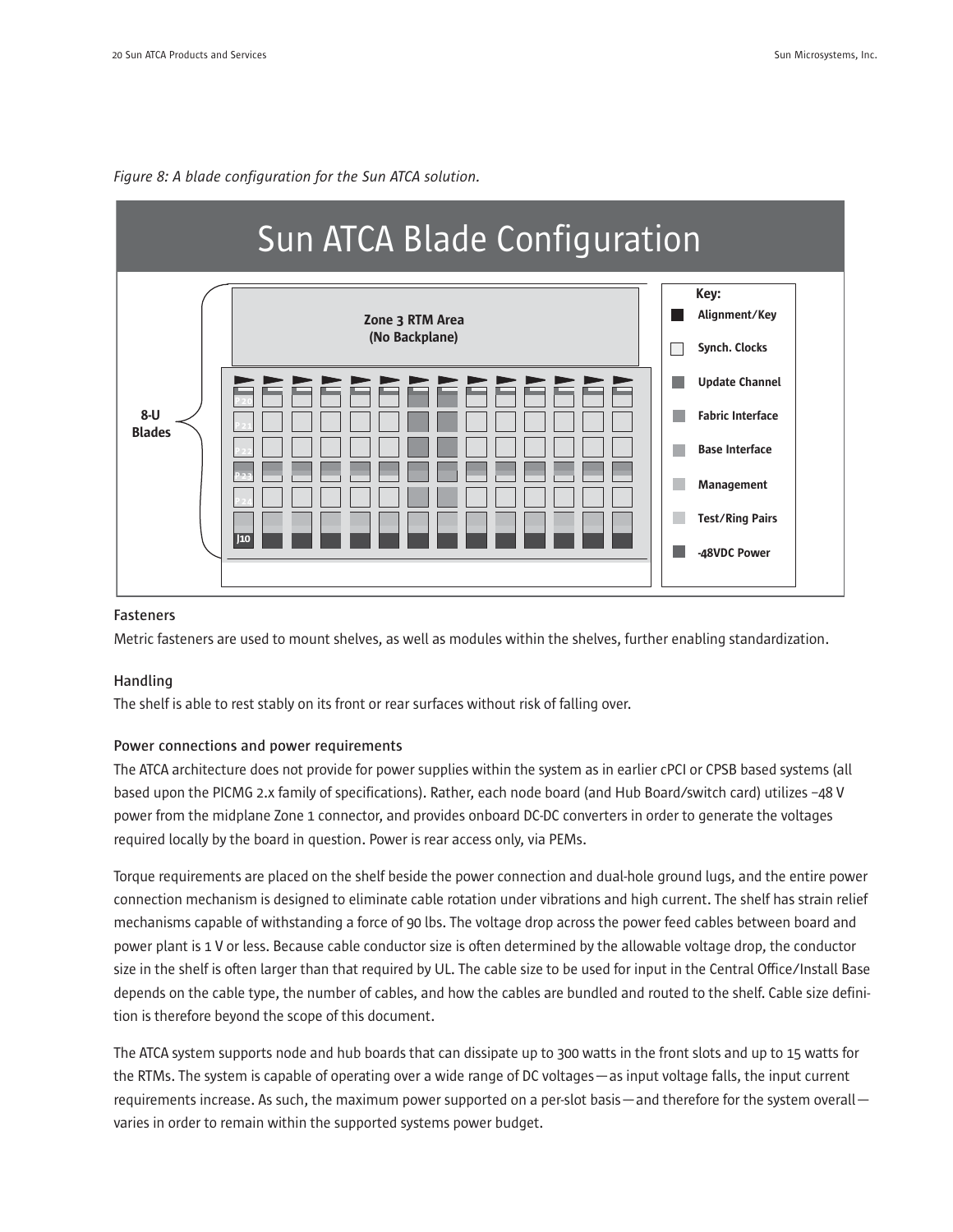*Figure 8: A blade configuration for the Sun ATCA solution.*

Sun ATCA Blade Configuration

Zone 3 RTM Area
(No Backplane)

8-U
Blades

P20
P21
P22
P23
P24
J10

Key:
- Alignment/Key
- Synch. Clocks
- Update Channel
- Fabric Interface
- Base Interface
- Management
- Test/Ring Pairs
- -48VDC Power

#### Fasteners

Metric fasteners are used to mount shelves, as well as modules within the shelves, further enabling standardization.

#### Handling

The shelf is able to rest stably on its front or rear surfaces without risk of falling over.

#### Power connections and power requirements

The ATCA architecture does not provide for power supplies within the system as in earlier cPCI or CPSB based systems (all based upon the PICMG 2.x family of specifications). Rather, each node board (and Hub Board/switch card) utilizes –48 V power from the midplane Zone 1 connector, and provides onboard DC-DC converters in order to generate the voltages required locally by the board in question. Power is rear access only, via PEMs.

Torque requirements are placed on the shelf beside the power connection and dual-hole ground lugs, and the entire power connection mechanism is designed to eliminate cable rotation under vibrations and high current. The shelf has strain relief mechanisms capable of withstanding a force of 90 lbs. The voltage drop across the power feed cables between board and power plant is 1 V or less. Because cable conductor size is often determined by the allowable voltage drop, the conductor size in the shelf is often larger than that required by UL. The cable size to be used for input in the Central Office/Install Base depends on the cable type, the number of cables, and how the cables are bundled and routed to the shelf. Cable size definition is therefore beyond the scope of this document.

The ATCA system supports node and hub boards that can dissipate up to 300 watts in the front slots and up to 15 watts for the RTMs. The system is capable of operating over a wide range of DC voltages—as input voltage falls, the input current requirements increase. As such, the maximum power supported on a per-slot basis—and therefore for the system overall—varies in order to remain within the supported systems power budget.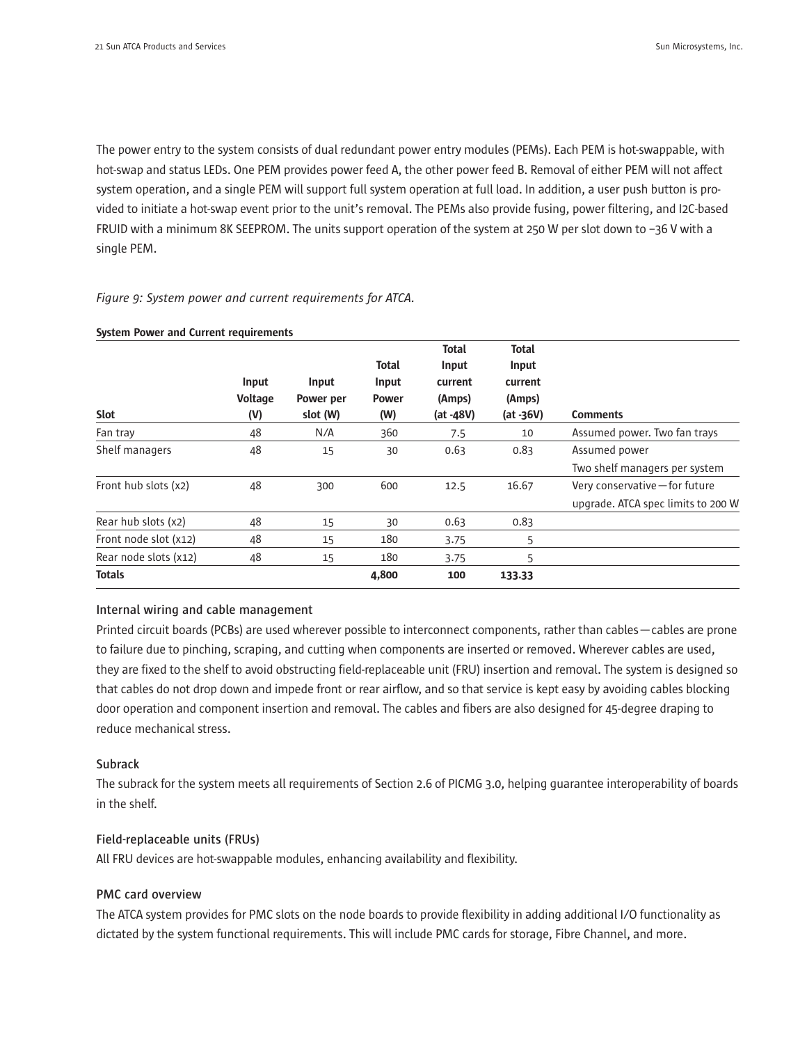The power entry to the system consists of dual redundant power entry modules (PEMs). Each PEM is hot-swappable, with hot-swap and status LEDs. One PEM provides power feed A, the other power feed B. Removal of either PEM will not affect system operation, and a single PEM will support full system operation at full load. In addition, a user push button is provided to initiate a hot-swap event prior to the unit's removal. The PEMs also provide fusing, power filtering, and I2C-based FRUID with a minimum 8K SEEPROM. The units support operation of the system at 250 W per slot down to –36 V with a single PEM.

*Figure 9: System power and current requirements for ATCA.*

**System Power and Current requirements**

| Slot | Input Voltage (V) | Input Power per slot (W) | Total Input Power (W) | Total Input current (Amps) (at -48V) | Total Input current (Amps) (at -36V) | Comments |
|---|---|---|---|---|---|---|
| Fan tray | 48 | N/A | 360 | 7.5 | 10 | Assumed power. Two fan trays |
| Shelf managers | 48 | 15 | 30 | 0.63 | 0.83 | Assumed power Two shelf managers per system |
| Front hub slots (x2) | 48 | 300 | 600 | 12.5 | 16.67 | Very conservative — for future upgrade. ATCA spec limits to 200 W |
| Rear hub slots (x2) | 48 | 15 | 30 | 0.63 | 0.83 | |
| Front node slot (x12) | 48 | 15 | 180 | 3.75 | 5 | |
| Rear node slots (x12) | 48 | 15 | 180 | 3.75 | 5 | |
| **Totals** | | | **4,800** | **100** | **133.33** | |

### Internal wiring and cable management

Printed circuit boards (PCBs) are used wherever possible to interconnect components, rather than cables — cables are prone to failure due to pinching, scraping, and cutting when components are inserted or removed. Wherever cables are used, they are fixed to the shelf to avoid obstructing field-replaceable unit (FRU) insertion and removal. The system is designed so that cables do not drop down and impede front or rear airflow, and so that service is kept easy by avoiding cables blocking door operation and component insertion and removal. The cables and fibers are also designed for 45-degree draping to reduce mechanical stress.

### Subrack

The subrack for the system meets all requirements of Section 2.6 of PICMG 3.0, helping guarantee interoperability of boards in the shelf.

### Field-replaceable units (FRUs)

All FRU devices are hot-swappable modules, enhancing availability and flexibility.

### PMC card overview

The ATCA system provides for PMC slots on the node boards to provide flexibility in adding additional I/O functionality as dictated by the system functional requirements. This will include PMC cards for storage, Fibre Channel, and more.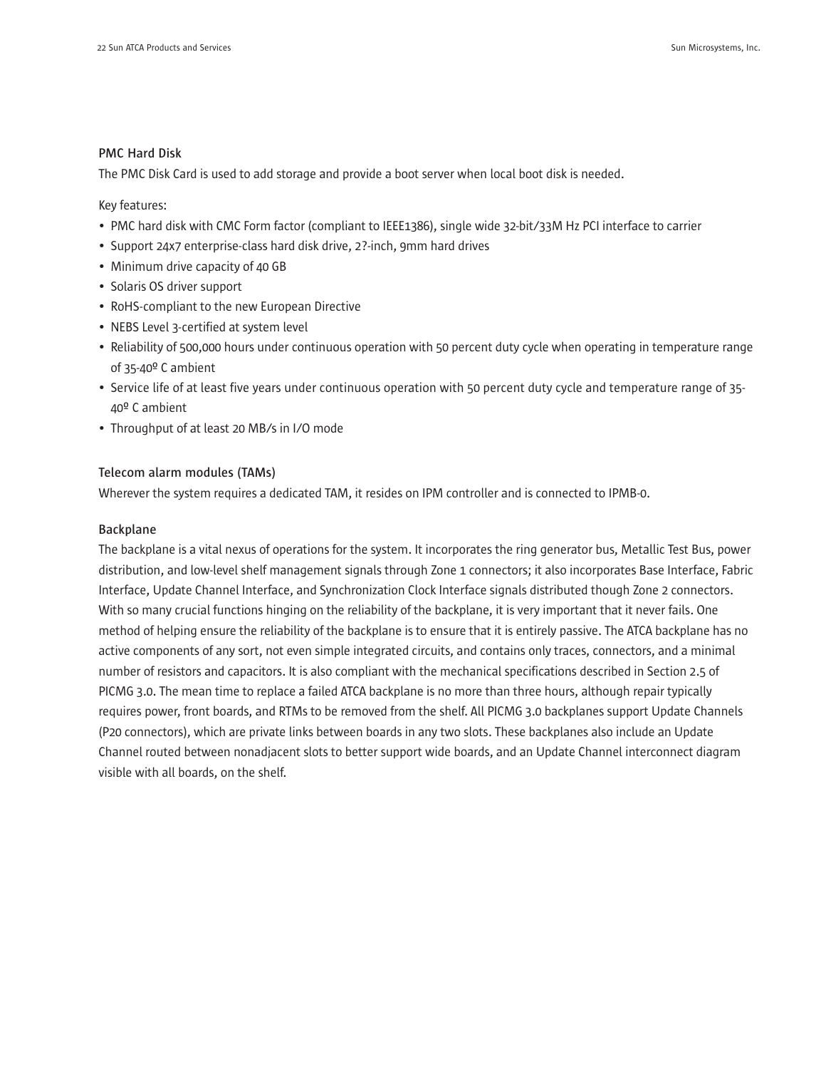### PMC Hard Disk

The PMC Disk Card is used to add storage and provide a boot server when local boot disk is needed.

Key features:

- PMC hard disk with CMC Form factor (compliant to IEEE1386), single wide 32-bit/33M Hz PCI interface to carrier
- Support 24x7 enterprise-class hard disk drive, 2?-inch, 9mm hard drives
- Minimum drive capacity of 40 GB
- Solaris OS driver support
- RoHS-compliant to the new European Directive
- NEBS Level 3-certified at system level
- Reliability of 500,000 hours under continuous operation with 50 percent duty cycle when operating in temperature range of 35-40º C ambient
- Service life of at least five years under continuous operation with 50 percent duty cycle and temperature range of 35-40º C ambient
- Throughput of at least 20 MB/s in I/O mode

### Telecom alarm modules (TAMs)

Wherever the system requires a dedicated TAM, it resides on IPM controller and is connected to IPMB-0.

### Backplane

The backplane is a vital nexus of operations for the system. It incorporates the ring generator bus, Metallic Test Bus, power distribution, and low-level shelf management signals through Zone 1 connectors; it also incorporates Base Interface, Fabric Interface, Update Channel Interface, and Synchronization Clock Interface signals distributed though Zone 2 connectors. With so many crucial functions hinging on the reliability of the backplane, it is very important that it never fails. One method of helping ensure the reliability of the backplane is to ensure that it is entirely passive. The ATCA backplane has no active components of any sort, not even simple integrated circuits, and contains only traces, connectors, and a minimal number of resistors and capacitors. It is also compliant with the mechanical specifications described in Section 2.5 of PICMG 3.0. The mean time to replace a failed ATCA backplane is no more than three hours, although repair typically requires power, front boards, and RTMs to be removed from the shelf. All PICMG 3.0 backplanes support Update Channels (P20 connectors), which are private links between boards in any two slots. These backplanes also include an Update Channel routed between nonadjacent slots to better support wide boards, and an Update Channel interconnect diagram visible with all boards, on the shelf.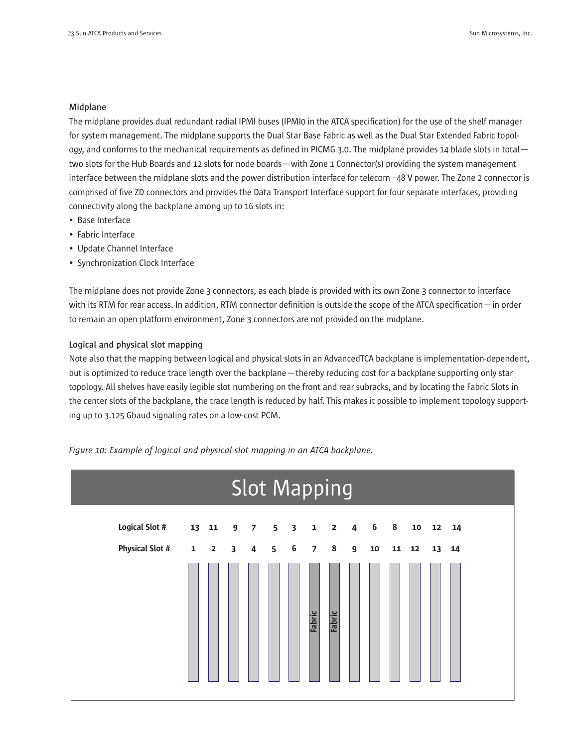### Midplane

The midplane provides dual redundant radial IPMI buses (IPMI0 in the ATCA specification) for the use of the shelf manager for system management. The midplane supports the Dual Star Base Fabric as well as the Dual Star Extended Fabric topology, and conforms to the mechanical requirements as defined in PICMG 3.0. The midplane provides 14 blade slots in total—two slots for the Hub Boards and 12 slots for node boards—with Zone 1 Connector(s) providing the system management interface between the midplane slots and the power distribution interface for telecom –48 V power. The Zone 2 connector is comprised of five ZD connectors and provides the Data Transport Interface support for four separate interfaces, providing connectivity along the backplane among up to 16 slots in:

- Base Interface
- Fabric Interface
- Update Channel Interface
- Synchronization Clock Interface

The midplane does not provide Zone 3 connectors, as each blade is provided with its own Zone 3 connector to interface with its RTM for rear access. In addition, RTM connector definition is outside the scope of the ATCA specification—in order to remain an open platform environment, Zone 3 connectors are not provided on the midplane.

### Logical and physical slot mapping

Note also that the mapping between logical and physical slots in an AdvancedTCA backplane is implementation-dependent, but is optimized to reduce trace length over the backplane—thereby reducing cost for a backplane supporting only star topology. All shelves have easily legible slot numbering on the front and rear subracks, and by locating the Fabric Slots in the center slots of the backplane, the trace length is reduced by half. This makes it possible to implement topology supporting up to 3.125 Gbaud signaling rates on a low-cost PCM.

*Figure 10: Example of logical and physical slot mapping in an ATCA backplane.*

**Slot Mapping**

| | | | | | | | | | | | | | | |
|---|---|---|---|---|---|---|---|---|---|---|---|---|---|---|
| **Logical Slot #** | 13 | 11 | 9 | 7 | 5 | 3 | 1 | 2 | 4 | 6 | 8 | 10 | 12 | 14 |
| **Physical Slot #** | 1 | 2 | 3 | 4 | 5 | 6 | 7 | 8 | 9 | 10 | 11 | 12 | 13 | 14 |
| | | | | | | | Fabric | Fabric | | | | | | |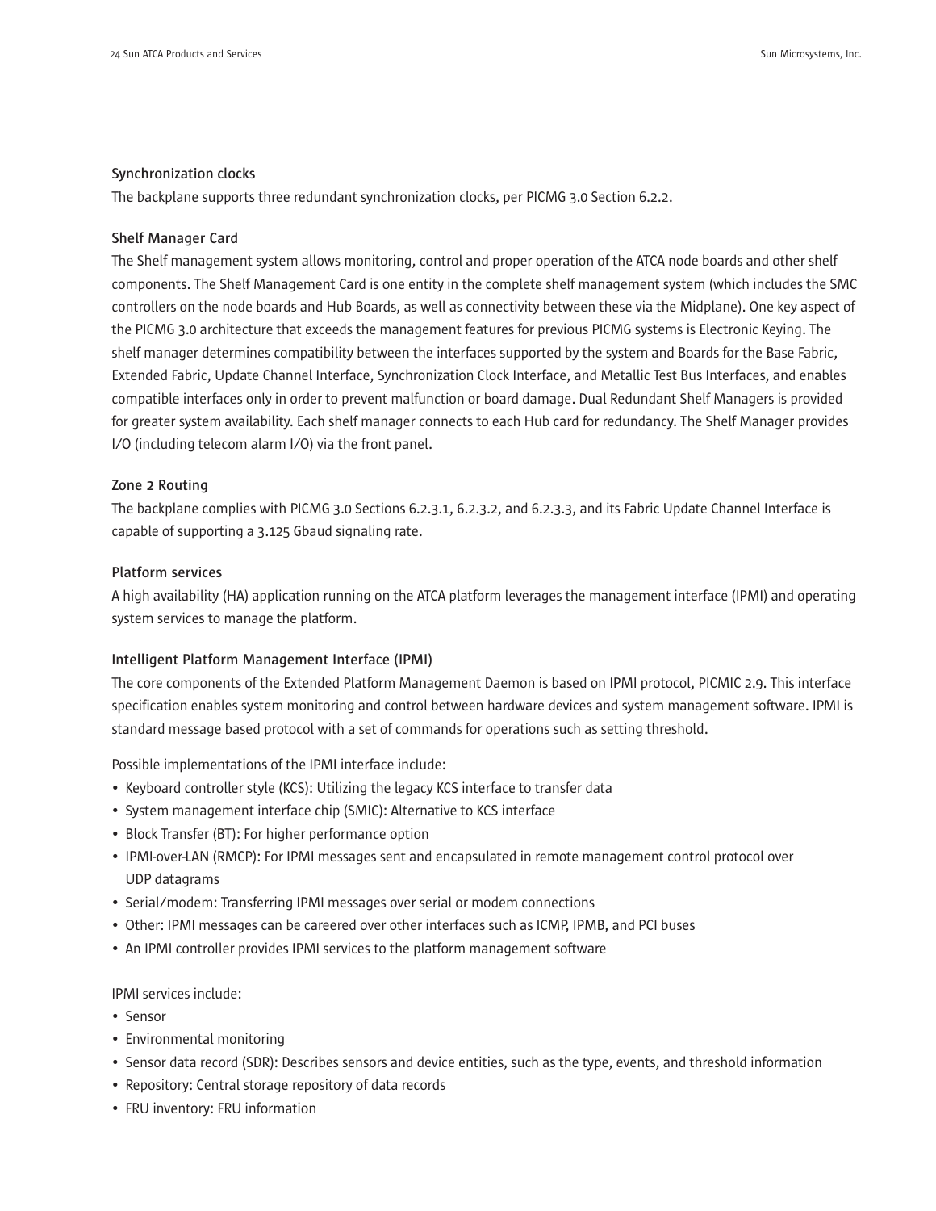### Synchronization clocks

The backplane supports three redundant synchronization clocks, per PICMG 3.0 Section 6.2.2.

### Shelf Manager Card

The Shelf management system allows monitoring, control and proper operation of the ATCA node boards and other shelf components. The Shelf Management Card is one entity in the complete shelf management system (which includes the SMC controllers on the node boards and Hub Boards, as well as connectivity between these via the Midplane). One key aspect of the PICMG 3.0 architecture that exceeds the management features for previous PICMG systems is Electronic Keying. The shelf manager determines compatibility between the interfaces supported by the system and Boards for the Base Fabric, Extended Fabric, Update Channel Interface, Synchronization Clock Interface, and Metallic Test Bus Interfaces, and enables compatible interfaces only in order to prevent malfunction or board damage. Dual Redundant Shelf Managers is provided for greater system availability. Each shelf manager connects to each Hub card for redundancy. The Shelf Manager provides I/O (including telecom alarm I/O) via the front panel.

### Zone 2 Routing

The backplane complies with PICMG 3.0 Sections 6.2.3.1, 6.2.3.2, and 6.2.3.3, and its Fabric Update Channel Interface is capable of supporting a 3.125 Gbaud signaling rate.

### Platform services

A high availability (HA) application running on the ATCA platform leverages the management interface (IPMI) and operating system services to manage the platform.

### Intelligent Platform Management Interface (IPMI)

The core components of the Extended Platform Management Daemon is based on IPMI protocol, PICMIC 2.9. This interface specification enables system monitoring and control between hardware devices and system management software. IPMI is standard message based protocol with a set of commands for operations such as setting threshold.

Possible implementations of the IPMI interface include:

- Keyboard controller style (KCS): Utilizing the legacy KCS interface to transfer data
- System management interface chip (SMIC): Alternative to KCS interface
- Block Transfer (BT): For higher performance option
- IPMI-over-LAN (RMCP): For IPMI messages sent and encapsulated in remote management control protocol over UDP datagrams
- Serial/modem: Transferring IPMI messages over serial or modem connections
- Other: IPMI messages can be careered over other interfaces such as ICMP, IPMB, and PCI buses
- An IPMI controller provides IPMI services to the platform management software

IPMI services include:

- Sensor
- Environmental monitoring
- Sensor data record (SDR): Describes sensors and device entities, such as the type, events, and threshold information
- Repository: Central storage repository of data records
- FRU inventory: FRU information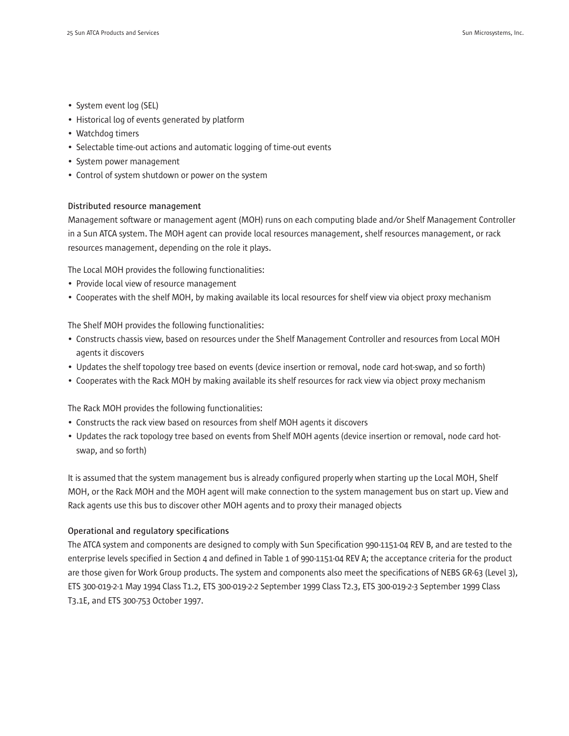- System event log (SEL)
- Historical log of events generated by platform
- Watchdog timers
- Selectable time-out actions and automatic logging of time-out events
- System power management
- Control of system shutdown or power on the system

### Distributed resource management

Management software or management agent (MOH) runs on each computing blade and/or Shelf Management Controller in a Sun ATCA system. The MOH agent can provide local resources management, shelf resources management, or rack resources management, depending on the role it plays.

The Local MOH provides the following functionalities:

- Provide local view of resource management
- Cooperates with the shelf MOH, by making available its local resources for shelf view via object proxy mechanism

The Shelf MOH provides the following functionalities:

- Constructs chassis view, based on resources under the Shelf Management Controller and resources from Local MOH agents it discovers
- Updates the shelf topology tree based on events (device insertion or removal, node card hot-swap, and so forth)
- Cooperates with the Rack MOH by making available its shelf resources for rack view via object proxy mechanism

The Rack MOH provides the following functionalities:

- Constructs the rack view based on resources from shelf MOH agents it discovers
- Updates the rack topology tree based on events from Shelf MOH agents (device insertion or removal, node card hot-swap, and so forth)

It is assumed that the system management bus is already configured properly when starting up the Local MOH, Shelf MOH, or the Rack MOH and the MOH agent will make connection to the system management bus on start up. View and Rack agents use this bus to discover other MOH agents and to proxy their managed objects

### Operational and regulatory specifications

The ATCA system and components are designed to comply with Sun Specification 990-1151-04 REV B, and are tested to the enterprise levels specified in Section 4 and defined in Table 1 of 990-1151-04 REV A; the acceptance criteria for the product are those given for Work Group products. The system and components also meet the specifications of NEBS GR-63 (Level 3), ETS 300-019-2-1 May 1994 Class T1.2, ETS 300-019-2-2 September 1999 Class T2.3, ETS 300-019-2-3 September 1999 Class T3.1E, and ETS 300-753 October 1997.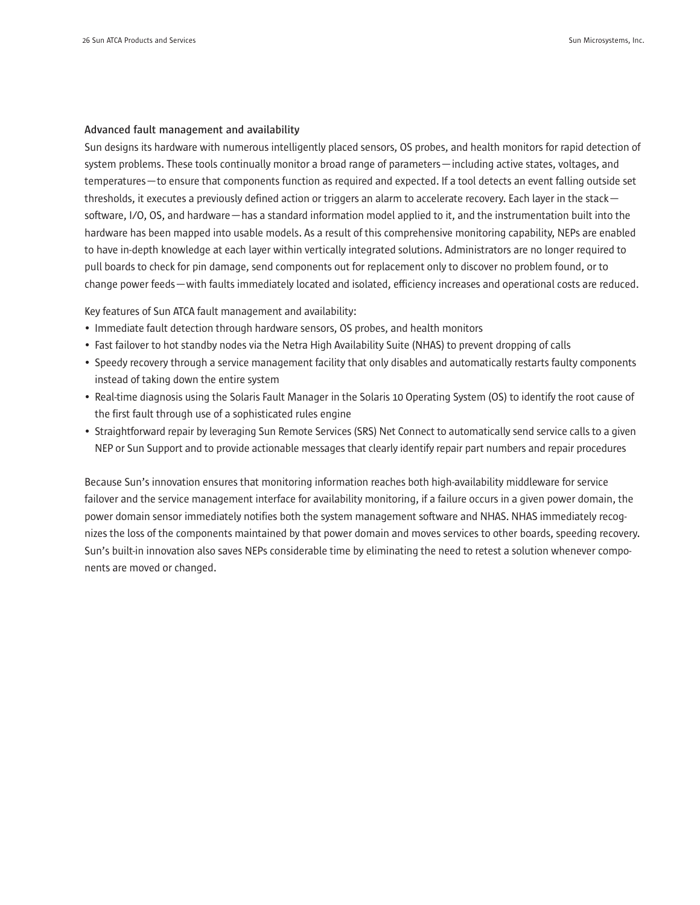### Advanced fault management and availability

Sun designs its hardware with numerous intelligently placed sensors, OS probes, and health monitors for rapid detection of system problems. These tools continually monitor a broad range of parameters—including active states, voltages, and temperatures—to ensure that components function as required and expected. If a tool detects an event falling outside set thresholds, it executes a previously defined action or triggers an alarm to accelerate recovery. Each layer in the stack—software, I/O, OS, and hardware—has a standard information model applied to it, and the instrumentation built into the hardware has been mapped into usable models. As a result of this comprehensive monitoring capability, NEPs are enabled to have in-depth knowledge at each layer within vertically integrated solutions. Administrators are no longer required to pull boards to check for pin damage, send components out for replacement only to discover no problem found, or to change power feeds—with faults immediately located and isolated, efficiency increases and operational costs are reduced.

Key features of Sun ATCA fault management and availability:

- Immediate fault detection through hardware sensors, OS probes, and health monitors
- Fast failover to hot standby nodes via the Netra High Availability Suite (NHAS) to prevent dropping of calls
- Speedy recovery through a service management facility that only disables and automatically restarts faulty components instead of taking down the entire system
- Real-time diagnosis using the Solaris Fault Manager in the Solaris 10 Operating System (OS) to identify the root cause of the first fault through use of a sophisticated rules engine
- Straightforward repair by leveraging Sun Remote Services (SRS) Net Connect to automatically send service calls to a given NEP or Sun Support and to provide actionable messages that clearly identify repair part numbers and repair procedures

Because Sun's innovation ensures that monitoring information reaches both high-availability middleware for service failover and the service management interface for availability monitoring, if a failure occurs in a given power domain, the power domain sensor immediately notifies both the system management software and NHAS. NHAS immediately recognizes the loss of the components maintained by that power domain and moves services to other boards, speeding recovery. Sun's built-in innovation also saves NEPs considerable time by eliminating the need to retest a solution whenever components are moved or changed.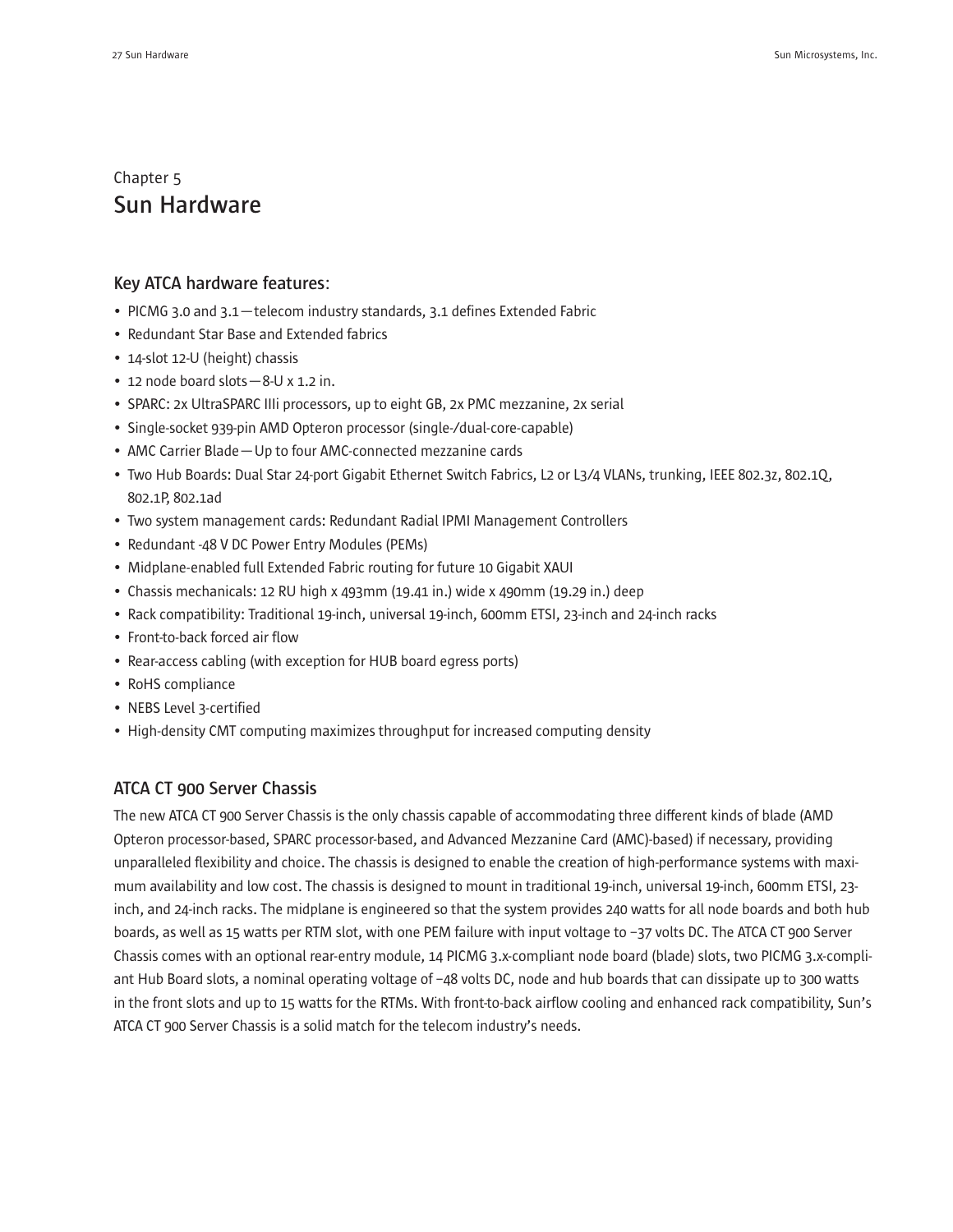Chapter 5

# Sun Hardware

### Key ATCA hardware features:

- PICMG 3.0 and 3.1—telecom industry standards, 3.1 defines Extended Fabric
- Redundant Star Base and Extended fabrics
- 14-slot 12-U (height) chassis
- 12 node board slots—8-U x 1.2 in.
- SPARC: 2x UltraSPARC IIIi processors, up to eight GB, 2x PMC mezzanine, 2x serial
- Single-socket 939-pin AMD Opteron processor (single-/dual-core-capable)
- AMC Carrier Blade—Up to four AMC-connected mezzanine cards
- Two Hub Boards: Dual Star 24-port Gigabit Ethernet Switch Fabrics, L2 or L3/4 VLANs, trunking, IEEE 802.3z, 802.1Q, 802.1P, 802.1ad
- Two system management cards: Redundant Radial IPMI Management Controllers
- Redundant -48 V DC Power Entry Modules (PEMs)
- Midplane-enabled full Extended Fabric routing for future 10 Gigabit XAUI
- Chassis mechanicals: 12 RU high x 493mm (19.41 in.) wide x 490mm (19.29 in.) deep
- Rack compatibility: Traditional 19-inch, universal 19-inch, 600mm ETSI, 23-inch and 24-inch racks
- Front-to-back forced air flow
- Rear-access cabling (with exception for HUB board egress ports)
- RoHS compliance
- NEBS Level 3-certified
- High-density CMT computing maximizes throughput for increased computing density

### ATCA CT 900 Server Chassis

The new ATCA CT 900 Server Chassis is the only chassis capable of accommodating three different kinds of blade (AMD Opteron processor-based, SPARC processor-based, and Advanced Mezzanine Card (AMC)-based) if necessary, providing unparalleled flexibility and choice. The chassis is designed to enable the creation of high-performance systems with maximum availability and low cost. The chassis is designed to mount in traditional 19-inch, universal 19-inch, 600mm ETSI, 23-inch, and 24-inch racks. The midplane is engineered so that the system provides 240 watts for all node boards and both hub boards, as well as 15 watts per RTM slot, with one PEM failure with input voltage to −37 volts DC. The ATCA CT 900 Server Chassis comes with an optional rear-entry module, 14 PICMG 3.x-compliant node board (blade) slots, two PICMG 3.x-compliant Hub Board slots, a nominal operating voltage of −48 volts DC, node and hub boards that can dissipate up to 300 watts in the front slots and up to 15 watts for the RTMs. With front-to-back airflow cooling and enhanced rack compatibility, Sun's ATCA CT 900 Server Chassis is a solid match for the telecom industry's needs.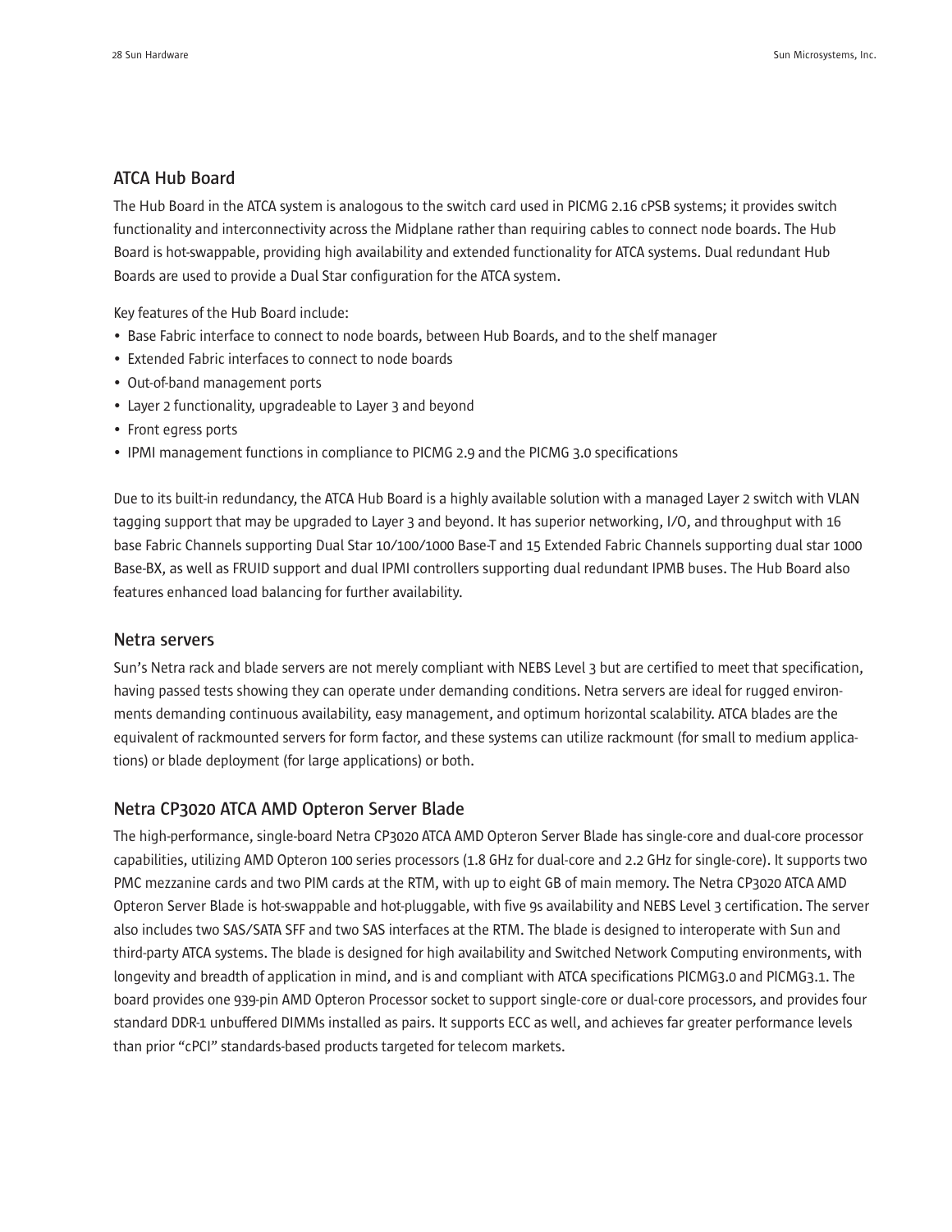### ATCA Hub Board

The Hub Board in the ATCA system is analogous to the switch card used in PICMG 2.16 cPSB systems; it provides switch functionality and interconnectivity across the Midplane rather than requiring cables to connect node boards. The Hub Board is hot-swappable, providing high availability and extended functionality for ATCA systems. Dual redundant Hub Boards are used to provide a Dual Star configuration for the ATCA system.

Key features of the Hub Board include:

- Base Fabric interface to connect to node boards, between Hub Boards, and to the shelf manager
- Extended Fabric interfaces to connect to node boards
- Out-of-band management ports
- Layer 2 functionality, upgradeable to Layer 3 and beyond
- Front egress ports
- IPMI management functions in compliance to PICMG 2.9 and the PICMG 3.0 specifications

Due to its built-in redundancy, the ATCA Hub Board is a highly available solution with a managed Layer 2 switch with VLAN tagging support that may be upgraded to Layer 3 and beyond. It has superior networking, I/O, and throughput with 16 base Fabric Channels supporting Dual Star 10/100/1000 Base-T and 15 Extended Fabric Channels supporting dual star 1000 Base-BX, as well as FRUID support and dual IPMI controllers supporting dual redundant IPMB buses. The Hub Board also features enhanced load balancing for further availability.

### Netra servers

Sun's Netra rack and blade servers are not merely compliant with NEBS Level 3 but are certified to meet that specification, having passed tests showing they can operate under demanding conditions. Netra servers are ideal for rugged environments demanding continuous availability, easy management, and optimum horizontal scalability. ATCA blades are the equivalent of rackmounted servers for form factor, and these systems can utilize rackmount (for small to medium applications) or blade deployment (for large applications) or both.

### Netra CP3020 ATCA AMD Opteron Server Blade

The high-performance, single-board Netra CP3020 ATCA AMD Opteron Server Blade has single-core and dual-core processor capabilities, utilizing AMD Opteron 100 series processors (1.8 GHz for dual-core and 2.2 GHz for single-core). It supports two PMC mezzanine cards and two PIM cards at the RTM, with up to eight GB of main memory. The Netra CP3020 ATCA AMD Opteron Server Blade is hot-swappable and hot-pluggable, with five 9s availability and NEBS Level 3 certification. The server also includes two SAS/SATA SFF and two SAS interfaces at the RTM. The blade is designed to interoperate with Sun and third-party ATCA systems. The blade is designed for high availability and Switched Network Computing environments, with longevity and breadth of application in mind, and is and compliant with ATCA specifications PICMG3.0 and PICMG3.1. The board provides one 939-pin AMD Opteron Processor socket to support single-core or dual-core processors, and provides four standard DDR-1 unbuffered DIMMs installed as pairs. It supports ECC as well, and achieves far greater performance levels than prior "cPCI" standards-based products targeted for telecom markets.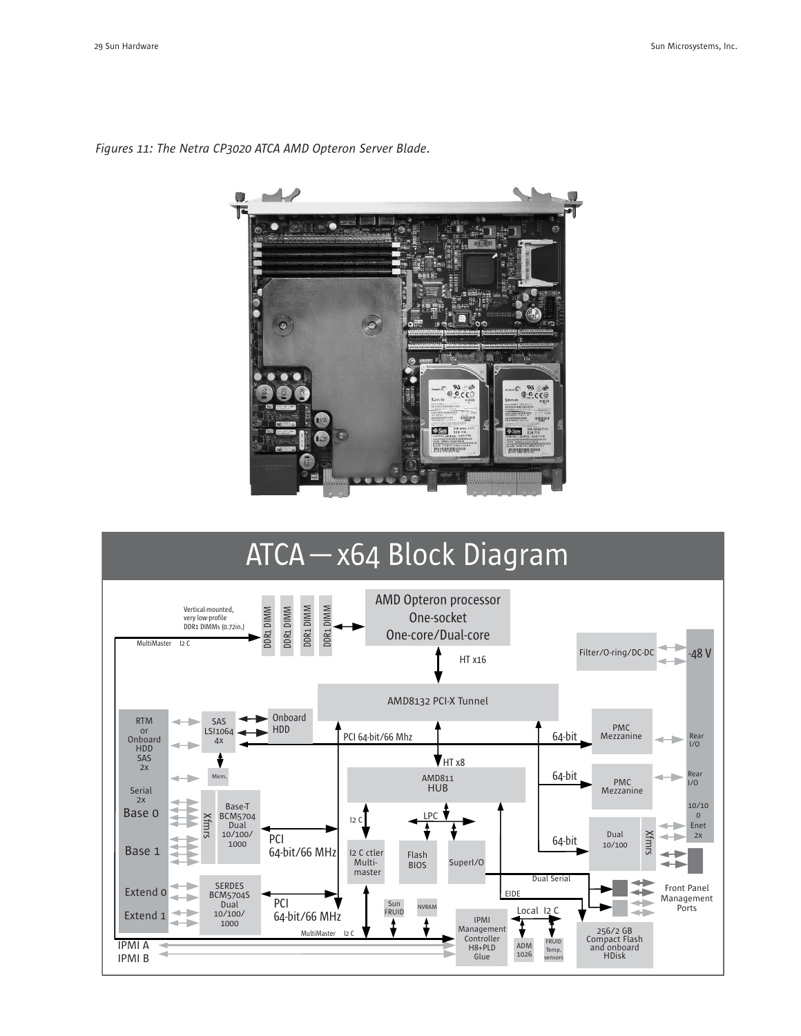*Figures 11: The Netra CP3020 ATCA AMD Opteron Server Blade.*

ATCA — x64 Block Diagram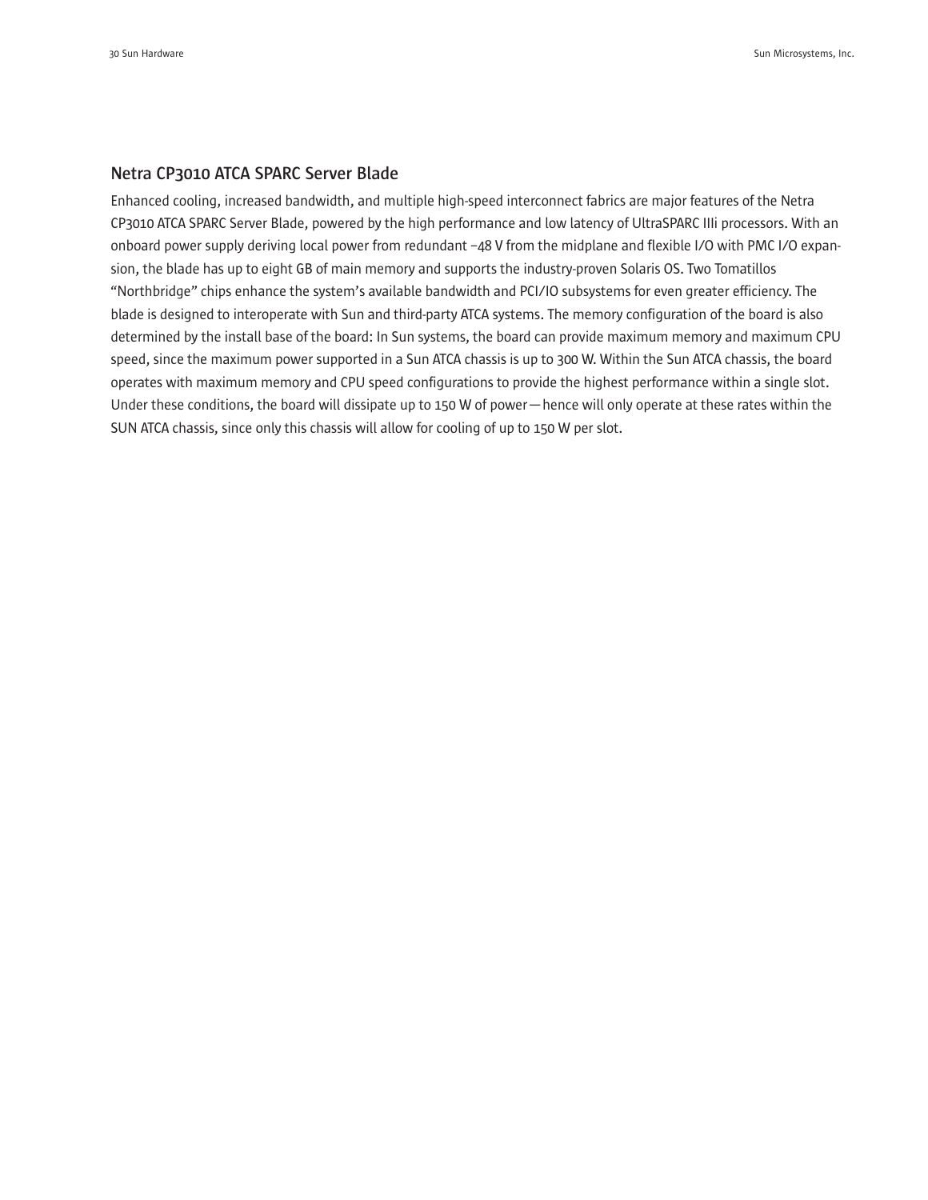### Netra CP3010 ATCA SPARC Server Blade

Enhanced cooling, increased bandwidth, and multiple high-speed interconnect fabrics are major features of the Netra CP3010 ATCA SPARC Server Blade, powered by the high performance and low latency of UltraSPARC IIIi processors. With an onboard power supply deriving local power from redundant –48 V from the midplane and flexible I/O with PMC I/O expansion, the blade has up to eight GB of main memory and supports the industry-proven Solaris OS. Two Tomatillos "Northbridge" chips enhance the system's available bandwidth and PCI/IO subsystems for even greater efficiency. The blade is designed to interoperate with Sun and third-party ATCA systems. The memory configuration of the board is also determined by the install base of the board: In Sun systems, the board can provide maximum memory and maximum CPU speed, since the maximum power supported in a Sun ATCA chassis is up to 300 W. Within the Sun ATCA chassis, the board operates with maximum memory and CPU speed configurations to provide the highest performance within a single slot. Under these conditions, the board will dissipate up to 150 W of power—hence will only operate at these rates within the SUN ATCA chassis, since only this chassis will allow for cooling of up to 150 W per slot.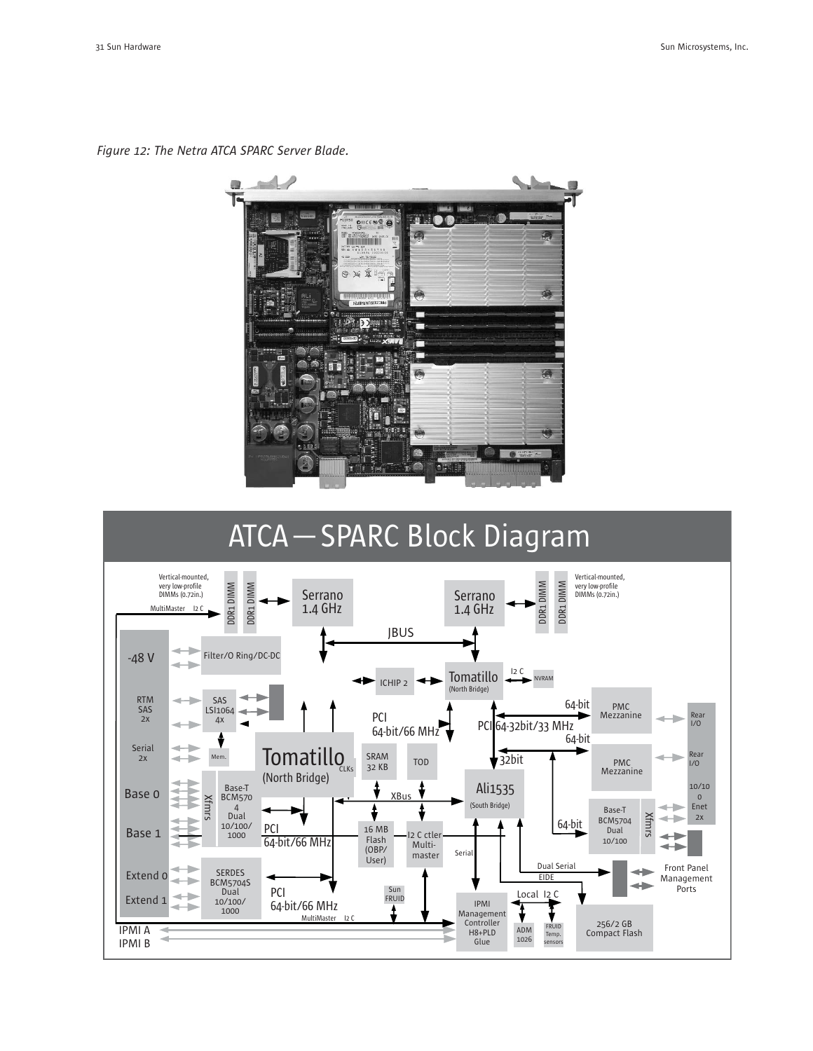*Figure 12: The Netra ATCA SPARC Server Blade.*

ATCA — SPARC Block Diagram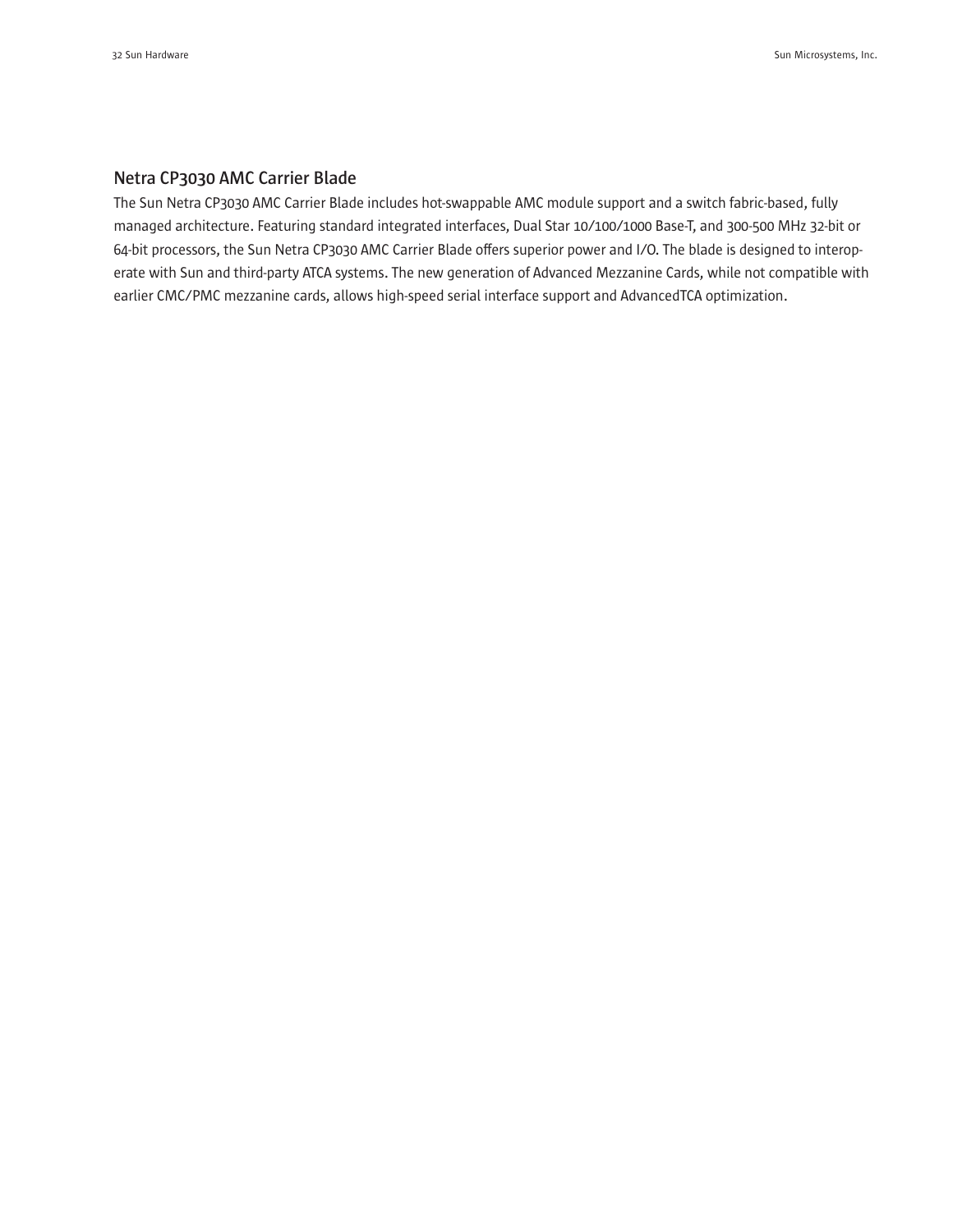## Netra CP3030 AMC Carrier Blade

The Sun Netra CP3030 AMC Carrier Blade includes hot-swappable AMC module support and a switch fabric-based, fully managed architecture. Featuring standard integrated interfaces, Dual Star 10/100/1000 Base-T, and 300-500 MHz 32-bit or 64-bit processors, the Sun Netra CP3030 AMC Carrier Blade offers superior power and I/O. The blade is designed to interoperate with Sun and third-party ATCA systems. The new generation of Advanced Mezzanine Cards, while not compatible with earlier CMC/PMC mezzanine cards, allows high-speed serial interface support and AdvancedTCA optimization.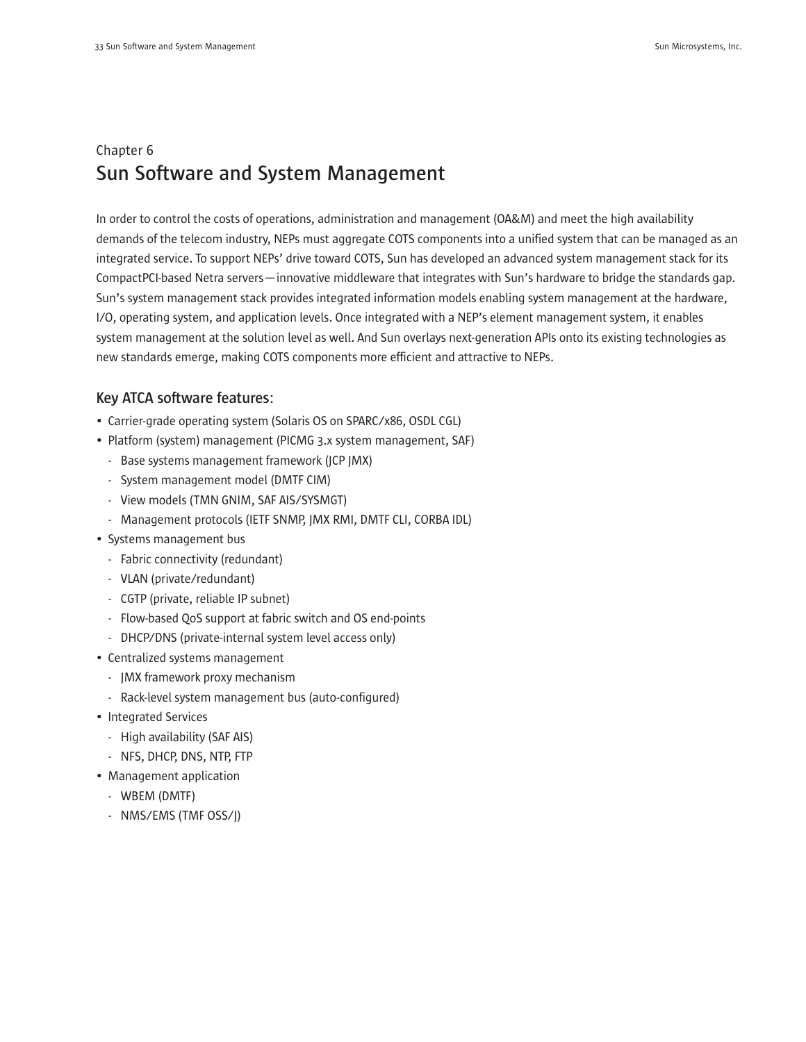Chapter 6

# Sun Software and System Management

In order to control the costs of operations, administration and management (OA&M) and meet the high availability demands of the telecom industry, NEPs must aggregate COTS components into a unified system that can be managed as an integrated service. To support NEPs' drive toward COTS, Sun has developed an advanced system management stack for its CompactPCI-based Netra servers—innovative middleware that integrates with Sun's hardware to bridge the standards gap. Sun's system management stack provides integrated information models enabling system management at the hardware, I/O, operating system, and application levels. Once integrated with a NEP's element management system, it enables system management at the solution level as well. And Sun overlays next-generation APIs onto its existing technologies as new standards emerge, making COTS components more efficient and attractive to NEPs.

## Key ATCA software features:

- Carrier-grade operating system (Solaris OS on SPARC/x86, OSDL CGL)
- Platform (system) management (PICMG 3.x system management, SAF)
  - Base systems management framework (JCP JMX)
  - System management model (DMTF CIM)
  - View models (TMN GNIM, SAF AIS/SYSMGT)
  - Management protocols (IETF SNMP, JMX RMI, DMTF CLI, CORBA IDL)
- Systems management bus
  - Fabric connectivity (redundant)
  - VLAN (private/redundant)
  - CGTP (private, reliable IP subnet)
  - Flow-based QoS support at fabric switch and OS end-points
  - DHCP/DNS (private-internal system level access only)
- Centralized systems management
  - JMX framework proxy mechanism
  - Rack-level system management bus (auto-configured)
- Integrated Services
  - High availability (SAF AIS)
  - NFS, DHCP, DNS, NTP, FTP
- Management application
  - WBEM (DMTF)
  - NMS/EMS (TMF OSS/J)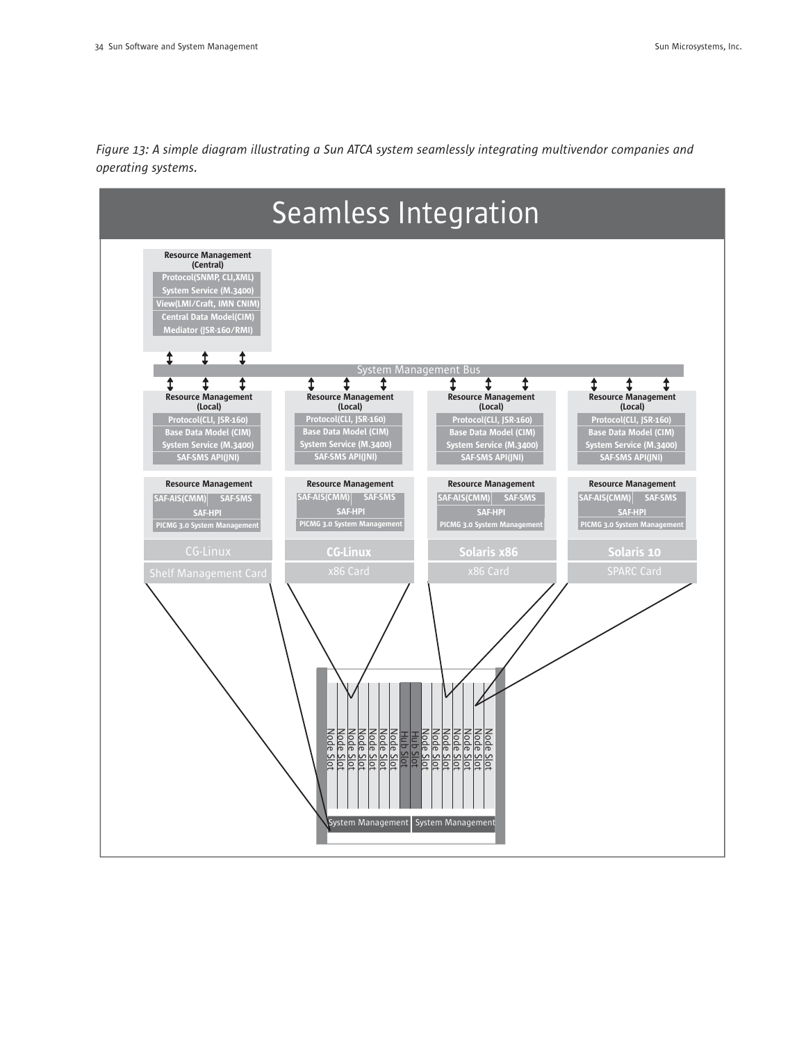*Figure 13: A simple diagram illustrating a Sun ATCA system seamlessly integrating multivendor companies and operating systems.*

## Seamless Integration

**Resource Management (Central)**
- Protocol(SNMP, CLI,XML)
- System Service (M.3400)
- View(LMI/Craft, IMN CNIM)
- Central Data Model(CIM)
- Mediator (JSR-160/RMI)

System Management Bus

| | | | |
|---|---|---|---|
| **Resource Management (Local)** | **Resource Management (Local)** | **Resource Management (Local)** | **Resource Management (Local)** |
| Protocol(CLI, JSR-160) | Protocol(CLI, JSR-160) | Protocol(CLI, JSR-160) | Protocol(CLI, JSR-160) |
| Base Data Model (CIM) | Base Data Model (CIM) | Base Data Model (CIM) | Base Data Model (CIM) |
| System Service (M.3400) | System Service (M.3400) | System Service (M.3400) | System Service (M.3400) |
| SAF-SMS API(JNI) | SAF-SMS API(JNI) | SAF-SMS API(JNI) | SAF-SMS API(JNI) |
| **Resource Management** | **Resource Management** | **Resource Management** | **Resource Management** |
| SAF-AIS(CMM) SAF-SMS | SAF-AIS(CMM) SAF-SMS | SAF-AIS(CMM) SAF-SMS | SAF-AIS(CMM) SAF-SMS |
| SAF-HPI | SAF-HPI | SAF-HPI | SAF-HPI |
| PICMG 3.0 System Management | PICMG 3.0 System Management | PICMG 3.0 System Management | PICMG 3.0 System Management |
| CG-Linux | **CG-Linux** | **Solaris x86** | **Solaris 10** |
| Shelf Management Card | x86 Card | x86 Card | SPARC Card |

Node Slot, Node Slot, Node Slot, Node Slot, Node Slot, Node Slot, Node Slot, Hub Slot, Hub Slot, Node Slot, Node Slot, Node Slot, Node Slot, Node Slot, Node Slot

System Management | System Management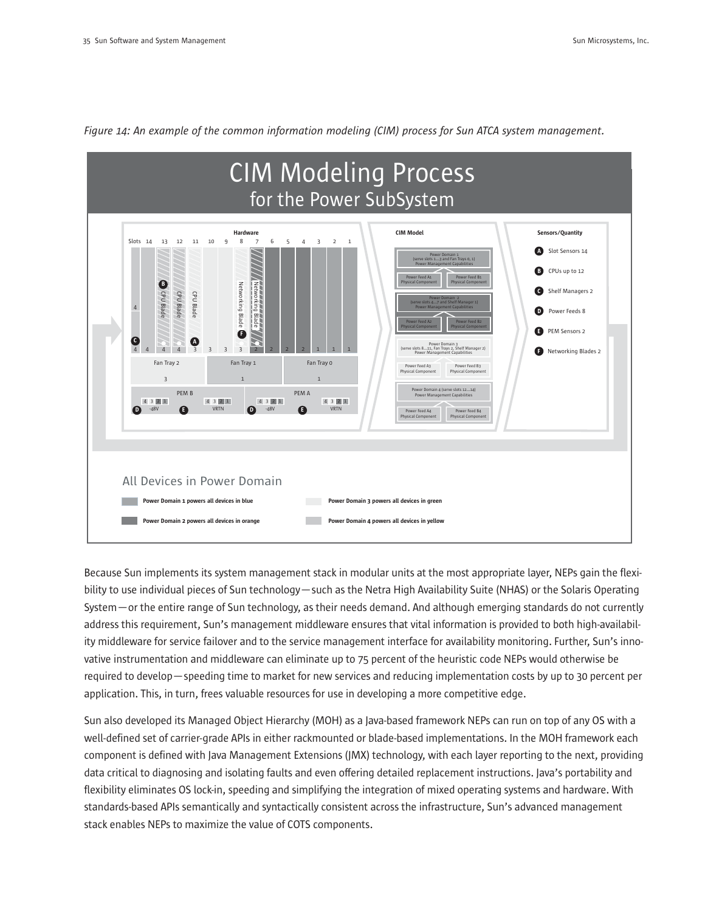*Figure 14: An example of the common information modeling (CIM) process for Sun ATCA system management.*

Because Sun implements its system management stack in modular units at the most appropriate layer, NEPs gain the flexibility to use individual pieces of Sun technology—such as the Netra High Availability Suite (NHAS) or the Solaris Operating System—or the entire range of Sun technology, as their needs demand. And although emerging standards do not currently address this requirement, Sun's management middleware ensures that vital information is provided to both high-availability middleware for service failover and to the service management interface for availability monitoring. Further, Sun's innovative instrumentation and middleware can eliminate up to 75 percent of the heuristic code NEPs would otherwise be required to develop—speeding time to market for new services and reducing implementation costs by up to 30 percent per application. This, in turn, frees valuable resources for use in developing a more competitive edge.

Sun also developed its Managed Object Hierarchy (MOH) as a Java-based framework NEPs can run on top of any OS with a well-defined set of carrier-grade APIs in either rackmounted or blade-based implementations. In the MOH framework each component is defined with Java Management Extensions (JMX) technology, with each layer reporting to the next, providing data critical to diagnosing and isolating faults and even offering detailed replacement instructions. Java's portability and flexibility eliminates OS lock-in, speeding and simplifying the integration of mixed operating systems and hardware. With standards-based APIs semantically and syntactically consistent across the infrastructure, Sun's advanced management stack enables NEPs to maximize the value of COTS components.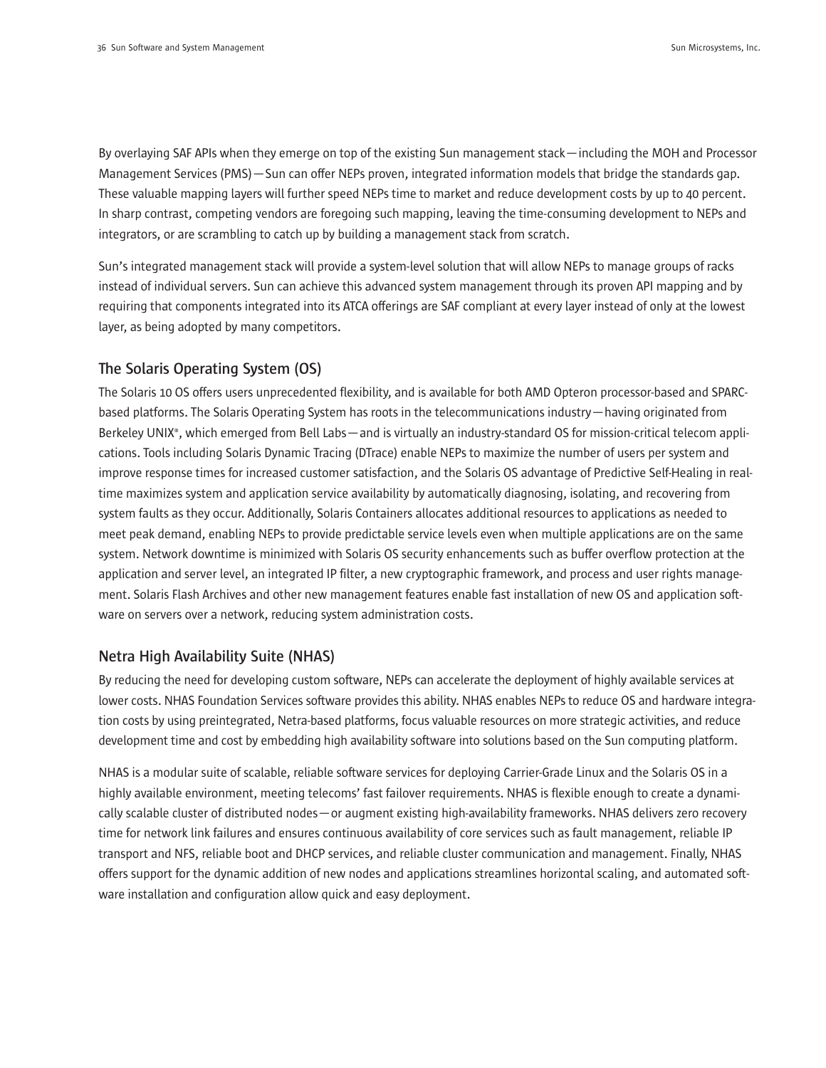By overlaying SAF APIs when they emerge on top of the existing Sun management stack—including the MOH and Processor Management Services (PMS)—Sun can offer NEPs proven, integrated information models that bridge the standards gap. These valuable mapping layers will further speed NEPs time to market and reduce development costs by up to 40 percent. In sharp contrast, competing vendors are foregoing such mapping, leaving the time-consuming development to NEPs and integrators, or are scrambling to catch up by building a management stack from scratch.

Sun's integrated management stack will provide a system-level solution that will allow NEPs to manage groups of racks instead of individual servers. Sun can achieve this advanced system management through its proven API mapping and by requiring that components integrated into its ATCA offerings are SAF compliant at every layer instead of only at the lowest layer, as being adopted by many competitors.

## The Solaris Operating System (OS)

The Solaris 10 OS offers users unprecedented flexibility, and is available for both AMD Opteron processor-based and SPARC-based platforms. The Solaris Operating System has roots in the telecommunications industry—having originated from Berkeley UNIX®, which emerged from Bell Labs—and is virtually an industry-standard OS for mission-critical telecom applications. Tools including Solaris Dynamic Tracing (DTrace) enable NEPs to maximize the number of users per system and improve response times for increased customer satisfaction, and the Solaris OS advantage of Predictive Self-Healing in real-time maximizes system and application service availability by automatically diagnosing, isolating, and recovering from system faults as they occur. Additionally, Solaris Containers allocates additional resources to applications as needed to meet peak demand, enabling NEPs to provide predictable service levels even when multiple applications are on the same system. Network downtime is minimized with Solaris OS security enhancements such as buffer overflow protection at the application and server level, an integrated IP filter, a new cryptographic framework, and process and user rights management. Solaris Flash Archives and other new management features enable fast installation of new OS and application software on servers over a network, reducing system administration costs.

## Netra High Availability Suite (NHAS)

By reducing the need for developing custom software, NEPs can accelerate the deployment of highly available services at lower costs. NHAS Foundation Services software provides this ability. NHAS enables NEPs to reduce OS and hardware integration costs by using preintegrated, Netra-based platforms, focus valuable resources on more strategic activities, and reduce development time and cost by embedding high availability software into solutions based on the Sun computing platform.

NHAS is a modular suite of scalable, reliable software services for deploying Carrier-Grade Linux and the Solaris OS in a highly available environment, meeting telecoms' fast failover requirements. NHAS is flexible enough to create a dynamically scalable cluster of distributed nodes—or augment existing high-availability frameworks. NHAS delivers zero recovery time for network link failures and ensures continuous availability of core services such as fault management, reliable IP transport and NFS, reliable boot and DHCP services, and reliable cluster communication and management. Finally, NHAS offers support for the dynamic addition of new nodes and applications streamlines horizontal scaling, and automated software installation and configuration allow quick and easy deployment.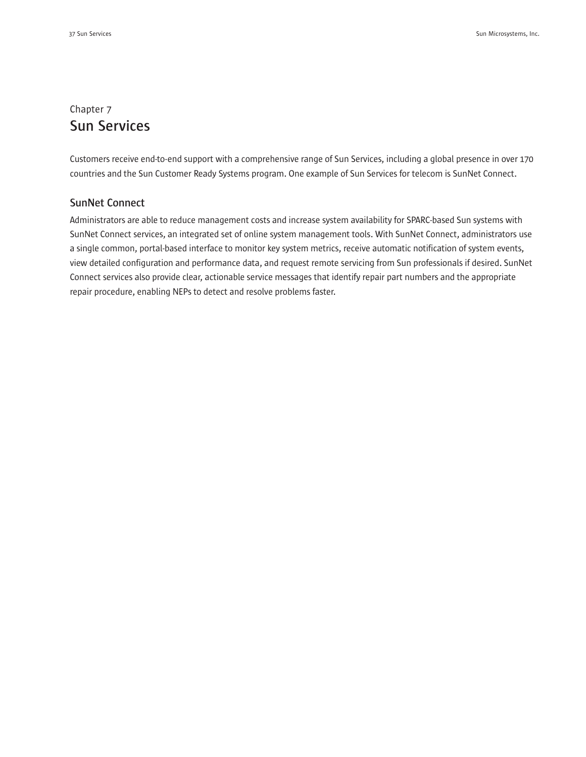Chapter 7

# Sun Services

Customers receive end-to-end support with a comprehensive range of Sun Services, including a global presence in over 170 countries and the Sun Customer Ready Systems program. One example of Sun Services for telecom is SunNet Connect.

## SunNet Connect

Administrators are able to reduce management costs and increase system availability for SPARC-based Sun systems with SunNet Connect services, an integrated set of online system management tools. With SunNet Connect, administrators use a single common, portal-based interface to monitor key system metrics, receive automatic notification of system events, view detailed configuration and performance data, and request remote servicing from Sun professionals if desired. SunNet Connect services also provide clear, actionable service messages that identify repair part numbers and the appropriate repair procedure, enabling NEPs to detect and resolve problems faster.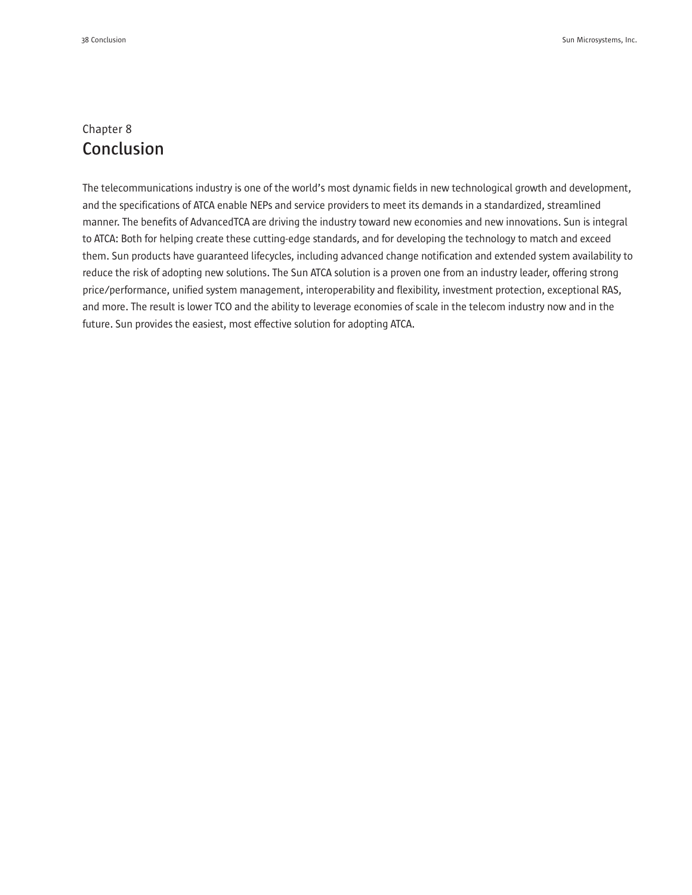Chapter 8

# Conclusion

The telecommunications industry is one of the world's most dynamic fields in new technological growth and development, and the specifications of ATCA enable NEPs and service providers to meet its demands in a standardized, streamlined manner. The benefits of AdvancedTCA are driving the industry toward new economies and new innovations. Sun is integral to ATCA: Both for helping create these cutting-edge standards, and for developing the technology to match and exceed them. Sun products have guaranteed lifecycles, including advanced change notification and extended system availability to reduce the risk of adopting new solutions. The Sun ATCA solution is a proven one from an industry leader, offering strong price/performance, unified system management, interoperability and flexibility, investment protection, exceptional RAS, and more. The result is lower TCO and the ability to leverage economies of scale in the telecom industry now and in the future. Sun provides the easiest, most effective solution for adopting ATCA.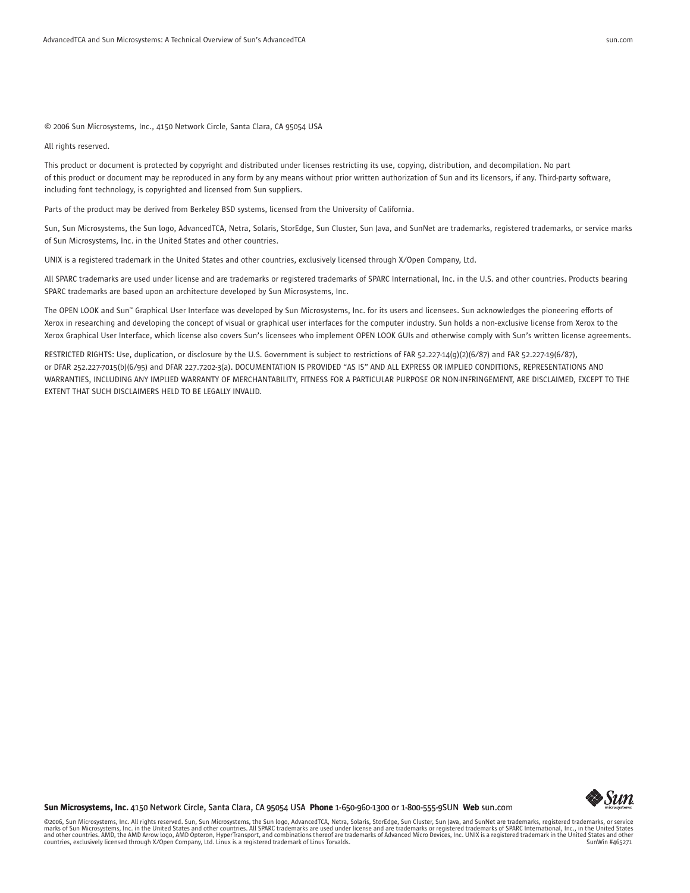© 2006 Sun Microsystems, Inc., 4150 Network Circle, Santa Clara, CA 95054 USA

All rights reserved.

This product or document is protected by copyright and distributed under licenses restricting its use, copying, distribution, and decompilation. No part of this product or document may be reproduced in any form by any means without prior written authorization of Sun and its licensors, if any. Third-party software, including font technology, is copyrighted and licensed from Sun suppliers.

Parts of the product may be derived from Berkeley BSD systems, licensed from the University of California.

Sun, Sun Microsystems, the Sun logo, AdvancedTCA, Netra, Solaris, StorEdge, Sun Cluster, Sun Java, and SunNet are trademarks, registered trademarks, or service marks of Sun Microsystems, Inc. in the United States and other countries.

UNIX is a registered trademark in the United States and other countries, exclusively licensed through X/Open Company, Ltd.

All SPARC trademarks are used under license and are trademarks or registered trademarks of SPARC International, Inc. in the U.S. and other countries. Products bearing SPARC trademarks are based upon an architecture developed by Sun Microsystems, Inc.

The OPEN LOOK and Sun™ Graphical User Interface was developed by Sun Microsystems, Inc. for its users and licensees. Sun acknowledges the pioneering efforts of Xerox in researching and developing the concept of visual or graphical user interfaces for the computer industry. Sun holds a non-exclusive license from Xerox to the Xerox Graphical User Interface, which license also covers Sun's licensees who implement OPEN LOOK GUIs and otherwise comply with Sun's written license agreements.

RESTRICTED RIGHTS: Use, duplication, or disclosure by the U.S. Government is subject to restrictions of FAR 52.227-14(g)(2)(6/87) and FAR 52.227-19(6/87), or DFAR 252.227-7015(b)(6/95) and DFAR 227.7202-3(a). DOCUMENTATION IS PROVIDED "AS IS" AND ALL EXPRESS OR IMPLIED CONDITIONS, REPRESENTATIONS AND WARRANTIES, INCLUDING ANY IMPLIED WARRANTY OF MERCHANTABILITY, FITNESS FOR A PARTICULAR PURPOSE OR NON-INFRINGEMENT, ARE DISCLAIMED, EXCEPT TO THE EXTENT THAT SUCH DISCLAIMERS HELD TO BE LEGALLY INVALID.

**Sun Microsystems, Inc.** 4150 Network Circle, Santa Clara, CA 95054 USA **Phone** 1-650-960-1300 or 1-800-555-9SUN **Web** sun.com

©2006, Sun Microsystems, Inc. All rights reserved. Sun, Sun Microsystems, the Sun logo, AdvancedTCA, Netra, Solaris, StorEdge, Sun Cluster, Sun Java, and SunNet are trademarks, registered trademarks, or service marks of Sun Microsystems, Inc. in the United States and other countries. All SPARC trademarks are used under license and are trademarks or registered trademarks of SPARC International, Inc., in the United States and other countries. AMD, the AMD Arrow logo, AMD Opteron, HyperTransport, and combinations thereof are trademarks of Advanced Micro Devices, Inc. UNIX is a registered trademark in the United States and other countries, exclusively licensed through X/Open Company, Ltd. Linux is a registered trademark of Linus Torvalds. SunWin #465271